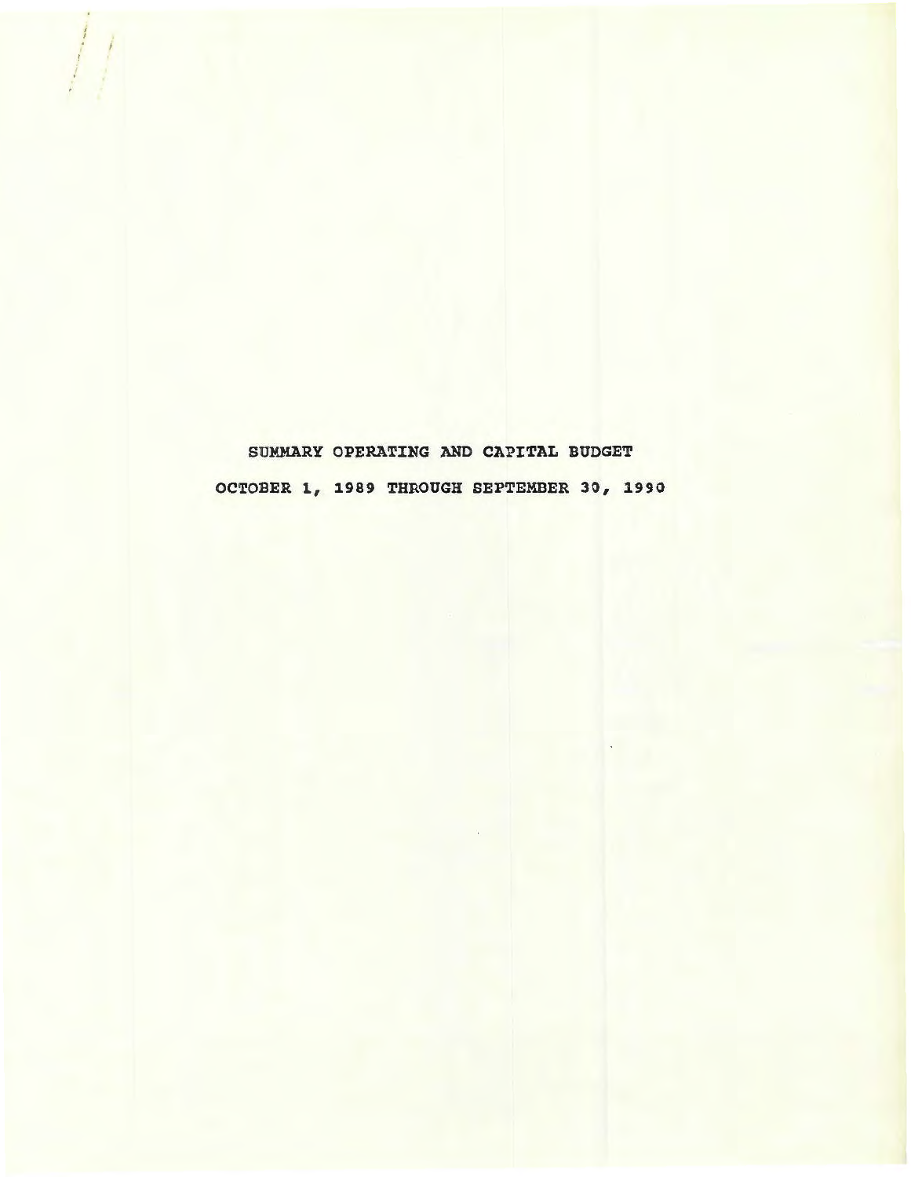# SUMMARY OPERATING AND CAPITAL BUDGET

## OCTOBER 1, 1989 THROUGH SEPTEMBER 30, 1990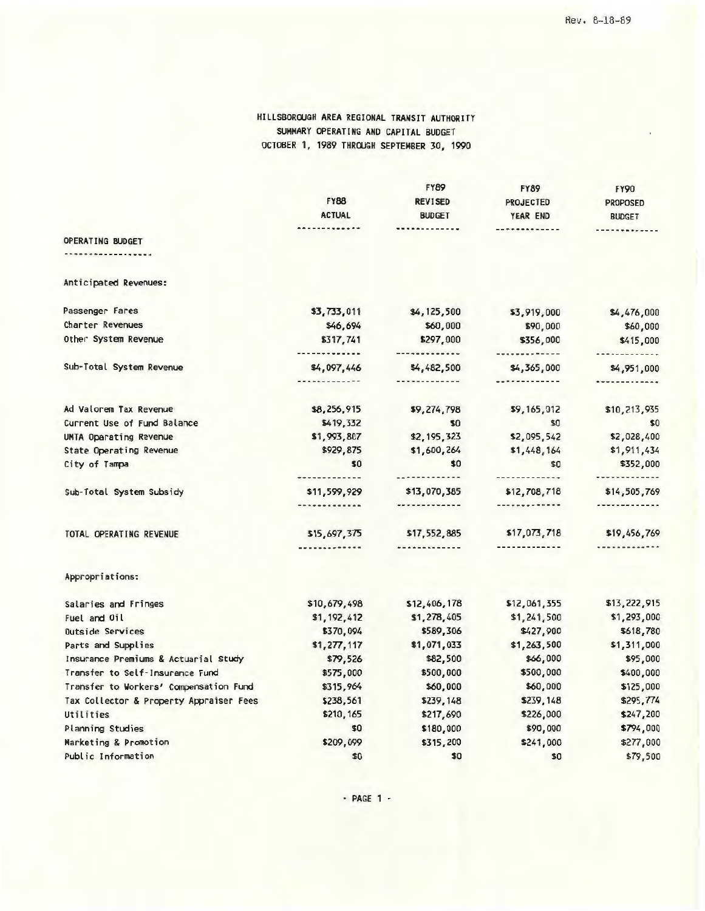Rev. 8-18-89

# HILLSBOROUGH AREA REGIONAL TRANSIT AUTHORITY

## SUMMARY OPERATING AND CAPITAL BUDGET

### OCTOBER 1, 1989 THROUGH SEPTEMBER 30, 1990

| | FY88 ACTUAL | FY89 REVISED BUDGET | FY89 PROJECTED YEAR END | FY90 PROPOSED BUDGET |
|---|---|---|---|---|
| **OPERATING BUDGET** | | | | |
| Anticipated Revenues: | | | | |
| Passenger Fares | $3,733,011 | $4,125,500 | $3,919,000 | $4,476,000 |
| Charter Revenues | $46,694 | $60,000 | $90,000 | $60,000 |
| Other System Revenue | $317,741 | $297,000 | $356,000 | $415,000 |
| Sub-Total System Revenue | $4,097,446 | $4,482,500 | $4,365,000 | $4,951,000 |
| Ad Valorem Tax Revenue | $8,256,915 | $9,274,798 | $9,165,012 | $10,213,935 |
| Current Use of Fund Balance | $419,332 | $0 | $0 | $0 |
| UMTA Operating Revenue | $1,993,807 | $2,195,323 | $2,095,542 | $2,028,400 |
| State Operating Revenue | $929,875 | $1,600,264 | $1,448,164 | $1,911,434 |
| City of Tampa | $0 | $0 | $0 | $352,000 |
| Sub-Total System Subsidy | $11,599,929 | $13,070,385 | $12,708,718 | $14,505,769 |
| TOTAL OPERATING REVENUE | $15,697,375 | $17,552,885 | $17,073,718 | $19,456,769 |
| Appropriations: | | | | |
| Salaries and Fringes | $10,679,498 | $12,406,178 | $12,061,355 | $13,222,915 |
| Fuel and Oil | $1,192,412 | $1,278,405 | $1,241,500 | $1,293,000 |
| Outside Services | $370,094 | $589,306 | $427,900 | $618,780 |
| Parts and Supplies | $1,277,117 | $1,071,033 | $1,263,500 | $1,311,000 |
| Insurance Premiums & Actuarial Study | $79,526 | $82,500 | $66,000 | $95,000 |
| Transfer to Self-Insurance Fund | $575,000 | $500,000 | $500,000 | $400,000 |
| Transfer to Workers' Compensation Fund | $315,964 | $60,000 | $60,000 | $125,000 |
| Tax Collector & Property Appraiser Fees | $238,561 | $239,148 | $239,148 | $295,774 |
| Utilities | $210,165 | $217,690 | $226,000 | $247,200 |
| Planning Studies | $0 | $180,000 | $90,000 | $794,000 |
| Marketing & Promotion | $209,099 | $315,200 | $241,000 | $277,000 |
| Public Information | $0 | $0 | $0 | $79,500 |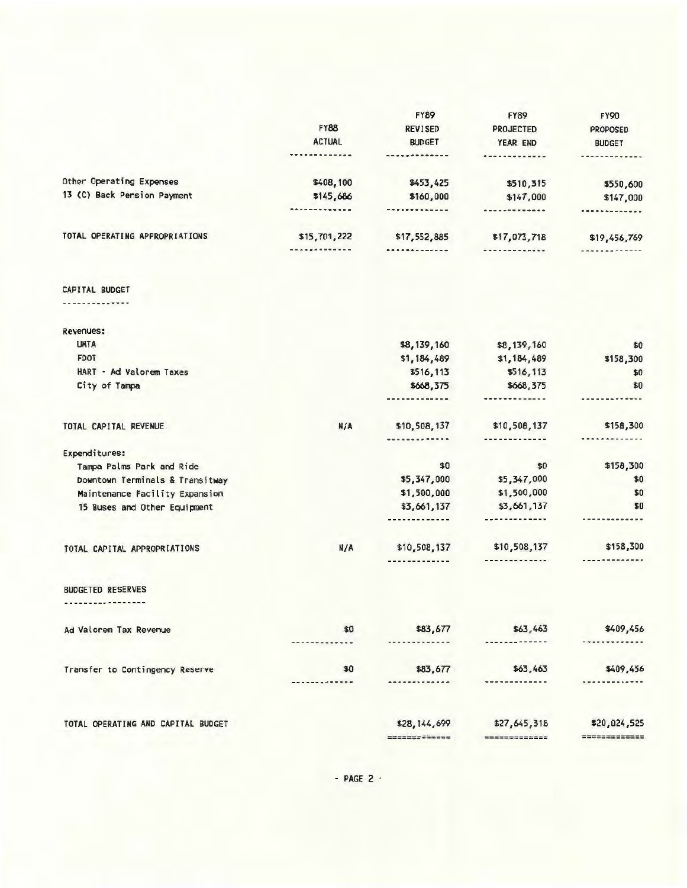| | FY88 ACTUAL | FY89 REVISED BUDGET | FY89 PROJECTED YEAR END | FY90 PROPOSED BUDGET |
|---|---|---|---|---|
| Other Operating Expenses | $408,100 | $453,425 | $510,315 | $550,600 |
| 13 (C) Back Pension Payment | $145,686 | $160,000 | $147,000 | $147,000 |
| TOTAL OPERATING APPROPRIATIONS | $15,701,222 | $17,552,885 | $17,073,718 | $19,456,769 |

## CAPITAL BUDGET

| | FY88 ACTUAL | FY89 REVISED BUDGET | FY89 PROJECTED YEAR END | FY90 PROPOSED BUDGET |
|---|---|---|---|---|
| Revenues: | | | | |
| UMTA | | $8,139,160 | $8,139,160 | $0 |
| FDOT | | $1,184,489 | $1,184,489 | $158,300 |
| HART - Ad Valorem Taxes | | $516,113 | $516,113 | $0 |
| City of Tampa | | $668,375 | $668,375 | $0 |
| TOTAL CAPITAL REVENUE | N/A | $10,508,137 | $10,508,137 | $158,300 |
| Expenditures: | | | | |
| Tampa Palms Park and Ride | | $0 | $0 | $158,300 |
| Downtown Terminals & Transitway | | $5,347,000 | $5,347,000 | $0 |
| Maintenance Facility Expansion | | $1,500,000 | $1,500,000 | $0 |
| 15 Buses and Other Equipment | | $3,661,137 | $3,661,137 | $0 |
| TOTAL CAPITAL APPROPRIATIONS | N/A | $10,508,137 | $10,508,137 | $158,300 |

## BUDGETED RESERVES

| | FY88 ACTUAL | FY89 REVISED BUDGET | FY89 PROJECTED YEAR END | FY90 PROPOSED BUDGET |
|---|---|---|---|---|
| Ad Valorem Tax Revenue | $0 | $83,677 | $63,463 | $409,456 |
| Transfer to Contingency Reserve | $0 | $83,677 | $63,463 | $409,456 |
| TOTAL OPERATING AND CAPITAL BUDGET | | $28,144,699 | $27,645,318 | $20,024,525 |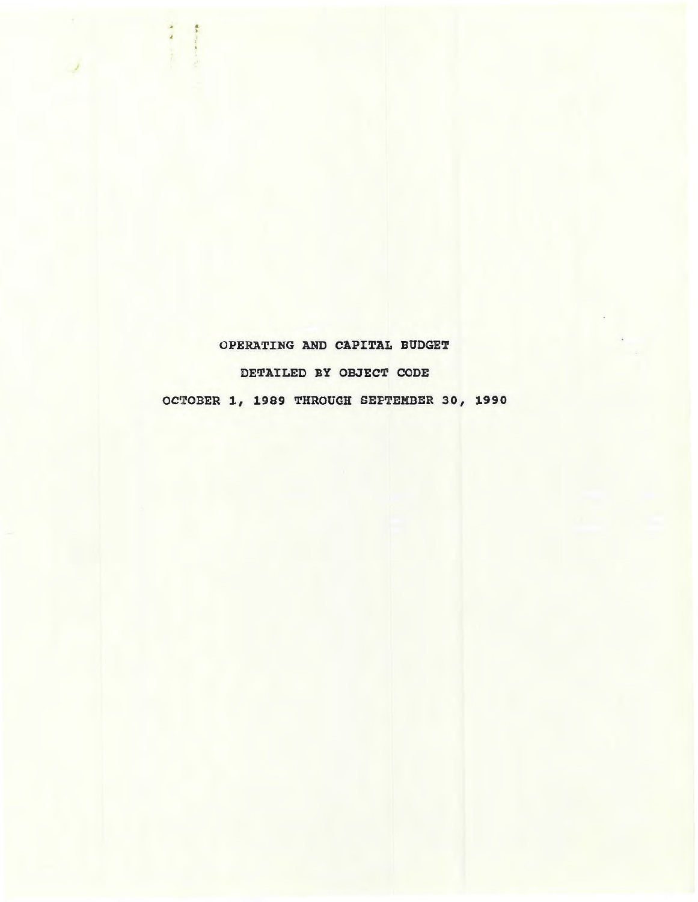OPERATING AND CAPITAL BUDGET

DETAILED BY OBJECT CODE

OCTOBER 1, 1989 THROUGH SEPTEMBER 30, 1990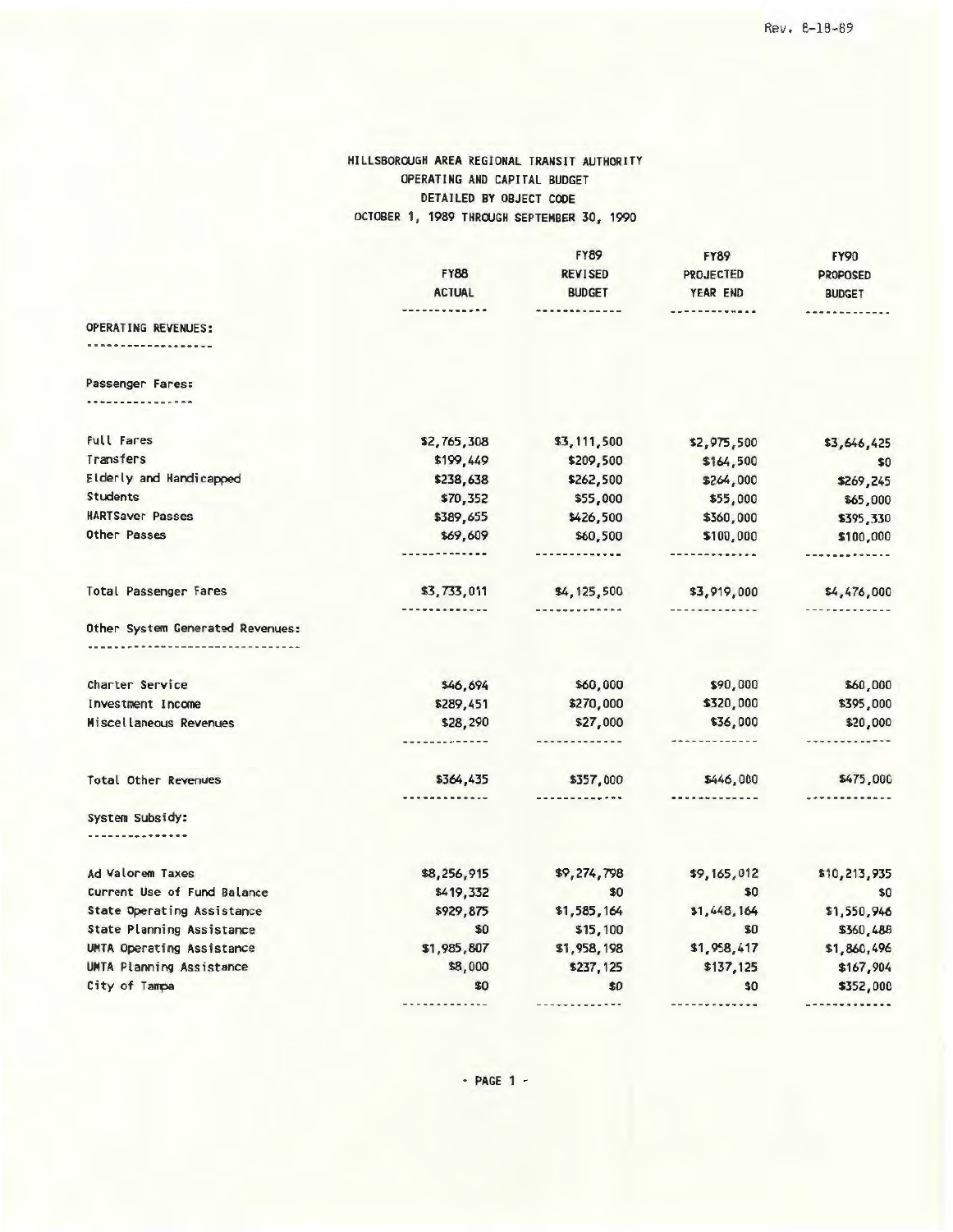Rev. 8-18-89

# HILLSBOROUGH AREA REGIONAL TRANSIT AUTHORITY
## OPERATING AND CAPITAL BUDGET
### DETAILED BY OBJECT CODE
### OCTOBER 1, 1989 THROUGH SEPTEMBER 30, 1990

| | FY88 ACTUAL | FY89 REVISED BUDGET | FY89 PROJECTED YEAR END | FY90 PROPOSED BUDGET |
|---|---|---|---|---|
| **OPERATING REVENUES:** | | | | |
| **Passenger Fares:** | | | | |
| Full Fares | $2,765,308 | $3,111,500 | $2,975,500 | $3,646,425 |
| Transfers | $199,449 | $209,500 | $164,500 | $0 |
| Elderly and Handicapped | $238,638 | $262,500 | $264,000 | $269,245 |
| Students | $70,352 | $55,000 | $55,000 | $65,000 |
| HARTSaver Passes | $389,655 | $426,500 | $360,000 | $395,330 |
| Other Passes | $69,609 | $60,500 | $100,000 | $100,000 |
| Total Passenger Fares | $3,733,011 | $4,125,500 | $3,919,000 | $4,476,000 |
| **Other System Generated Revenues:** | | | | |
| Charter Service | $46,694 | $60,000 | $90,000 | $60,000 |
| Investment Income | $289,451 | $270,000 | $320,000 | $395,000 |
| Miscellaneous Revenues | $28,290 | $27,000 | $36,000 | $20,000 |
| Total Other Revenues | $364,435 | $357,000 | $446,000 | $475,000 |
| **System Subsidy:** | | | | |
| Ad Valorem Taxes | $8,256,915 | $9,274,798 | $9,165,012 | $10,213,935 |
| Current Use of Fund Balance | $419,332 | $0 | $0 | $0 |
| State Operating Assistance | $929,875 | $1,585,164 | $1,448,164 | $1,550,946 |
| State Planning Assistance | $0 | $15,100 | $0 | $360,488 |
| UMTA Operating Assistance | $1,985,807 | $1,958,198 | $1,958,417 | $1,860,496 |
| UMTA Planning Assistance | $8,000 | $237,125 | $137,125 | $167,904 |
| City of Tampa | $0 | $0 | $0 | $352,000 |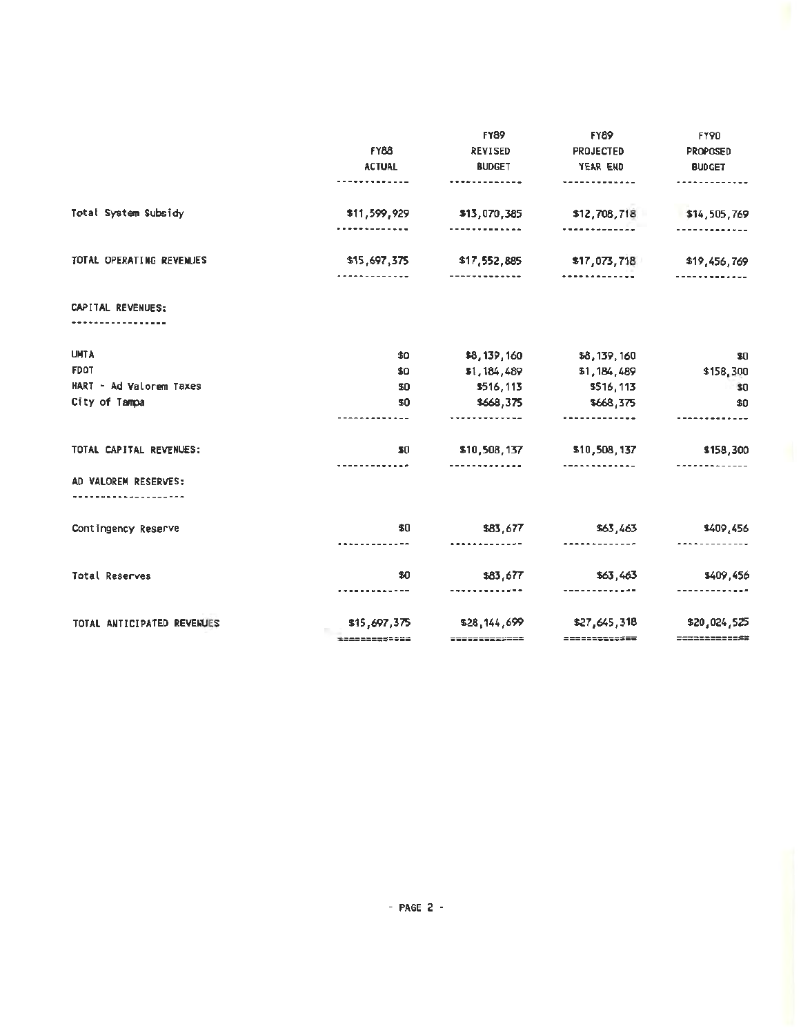| | FY88 ACTUAL | FY89 REVISED BUDGET | FY89 PROJECTED YEAR END | FY90 PROPOSED BUDGET |
|---|---|---|---|---|
| Total System Subsidy | $11,599,929 | $13,070,385 | $12,708,718 | $14,505,769 |
| TOTAL OPERATING REVENUES | $15,697,375 | $17,552,885 | $17,073,718 | $19,456,769 |
| **CAPITAL REVENUES:** | | | | |
| UMTA | $0 | $8,139,160 | $8,139,160 | $0 |
| FDOT | $0 | $1,184,489 | $1,184,489 | $158,300 |
| HART - Ad Valorem Taxes | $0 | $516,113 | $516,113 | $0 |
| City of Tampa | $0 | $668,375 | $668,375 | $0 |
| TOTAL CAPITAL REVENUES: | $0 | $10,508,137 | $10,508,137 | $158,300 |
| **AD VALOREM RESERVES:** | | | | |
| Contingency Reserve | $0 | $83,677 | $63,463 | $409,456 |
| Total Reserves | $0 | $83,677 | $63,463 | $409,456 |
| TOTAL ANTICIPATED REVENUES | $15,697,375 | $28,144,699 | $27,645,318 | $20,024,525 |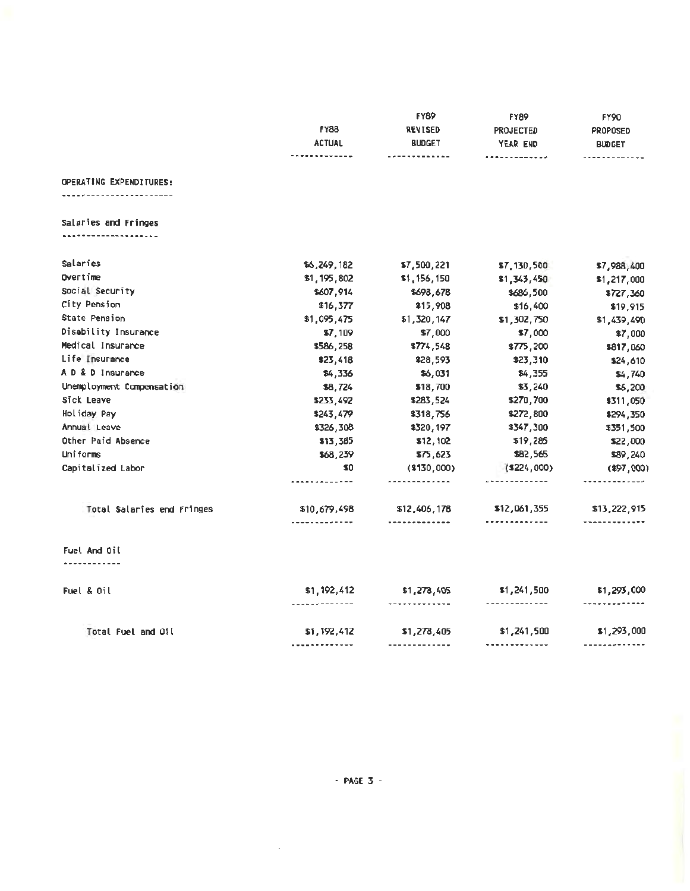| | FY88 ACTUAL | FY89 REVISED BUDGET | FY89 PROJECTED YEAR END | FY90 PROPOSED BUDGET |
|---|---|---|---|---|
| **OPERATING EXPENDITURES:** | | | | |
| **Salaries and Fringes** | | | | |
| Salaries | $6,249,182 | $7,500,221 | $7,130,500 | $7,988,400 |
| Overtime | $1,195,802 | $1,156,150 | $1,343,450 | $1,217,000 |
| Social Security | $607,914 | $698,678 | $686,500 | $727,360 |
| City Pension | $16,377 | $15,908 | $16,400 | $19,915 |
| State Pension | $1,095,475 | $1,320,147 | $1,302,750 | $1,439,490 |
| Disability Insurance | $7,109 | $7,000 | $7,000 | $7,000 |
| Medical Insurance | $586,258 | $774,548 | $775,200 | $817,060 |
| Life Insurance | $23,418 | $28,593 | $23,310 | $24,610 |
| A D & D Insurance | $4,336 | $6,031 | $4,355 | $4,740 |
| Unemployment Compensation | $8,724 | $18,700 | $3,240 | $6,200 |
| Sick Leave | $233,492 | $283,524 | $270,700 | $311,050 |
| Holiday Pay | $243,479 | $318,756 | $272,800 | $294,350 |
| Annual Leave | $326,308 | $320,197 | $347,300 | $351,500 |
| Other Paid Absence | $13,385 | $12,102 | $19,285 | $22,000 |
| Uniforms | $68,239 | $75,623 | $82,565 | $89,240 |
| Capitalized Labor | $0 | ($130,000) | ($224,000) | ($97,000) |
| Total Salaries and Fringes | $10,679,498 | $12,406,178 | $12,061,355 | $13,222,915 |
| **Fuel And Oil** | | | | |
| Fuel & Oil | $1,192,412 | $1,278,405 | $1,241,500 | $1,293,000 |
| Total Fuel and Oil | $1,192,412 | $1,278,405 | $1,241,500 | $1,293,000 |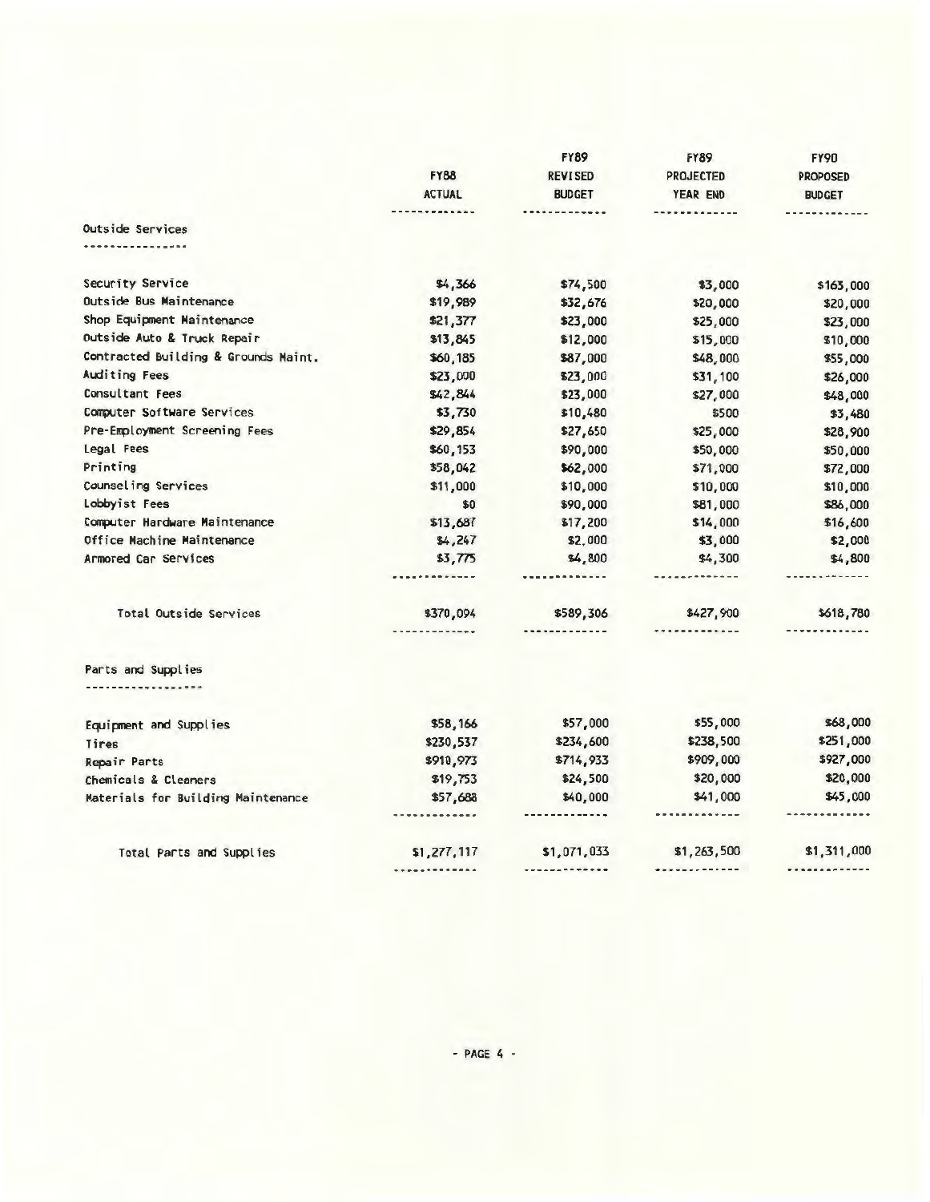| | FY88 ACTUAL | FY89 REVISED BUDGET | FY89 PROJECTED YEAR END | FY90 PROPOSED BUDGET |
|---|---|---|---|---|
| **Outside Services** | | | | |
| Security Service | $4,366 | $74,500 | $3,000 | $163,000 |
| Outside Bus Maintenance | $19,989 | $32,676 | $20,000 | $20,000 |
| Shop Equipment Maintenance | $21,377 | $23,000 | $25,000 | $23,000 |
| Outside Auto & Truck Repair | $13,845 | $12,000 | $15,000 | $10,000 |
| Contracted Building & Grounds Maint. | $60,185 | $87,000 | $48,000 | $55,000 |
| Auditing Fees | $23,000 | $23,000 | $31,100 | $26,000 |
| Consultant Fees | $42,844 | $23,000 | $27,000 | $48,000 |
| Computer Software Services | $3,730 | $10,480 | $500 | $3,480 |
| Pre-Employment Screening Fees | $29,854 | $27,650 | $25,000 | $28,900 |
| Legal Fees | $60,153 | $90,000 | $50,000 | $50,000 |
| Printing | $58,042 | $62,000 | $71,000 | $72,000 |
| Counseling Services | $11,000 | $10,000 | $10,000 | $10,000 |
| Lobbyist Fees | $0 | $90,000 | $81,000 | $86,000 |
| Computer Hardware Maintenance | $13,687 | $17,200 | $14,000 | $16,600 |
| Office Machine Maintenance | $4,247 | $2,000 | $3,000 | $2,000 |
| Armored Car Services | $3,775 | $4,800 | $4,300 | $4,800 |
| Total Outside Services | $370,094 | $589,306 | $427,900 | $618,780 |
| **Parts and Supplies** | | | | |
| Equipment and Supplies | $58,166 | $57,000 | $55,000 | $68,000 |
| Tires | $230,537 | $234,600 | $238,500 | $251,000 |
| Repair Parts | $910,973 | $714,933 | $909,000 | $927,000 |
| Chemicals & Cleaners | $19,753 | $24,500 | $20,000 | $20,000 |
| Materials for Building Maintenance | $57,688 | $40,000 | $41,000 | $45,000 |
| Total Parts and Supplies | $1,277,117 | $1,071,033 | $1,263,500 | $1,311,000 |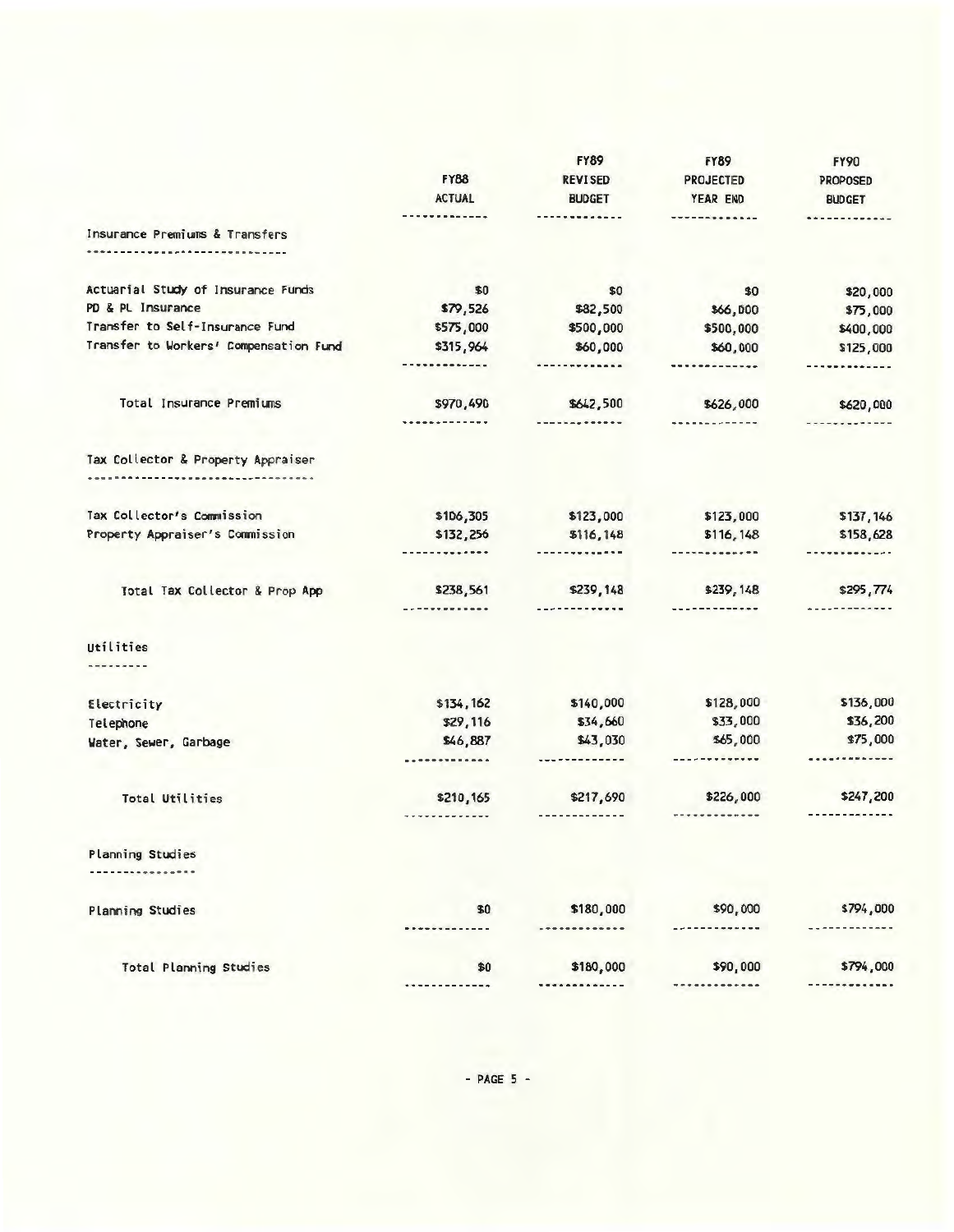| | FY88 ACTUAL | FY89 REVISED BUDGET | FY89 PROJECTED YEAR END | FY90 PROPOSED BUDGET |
|---|---|---|---|---|
| **Insurance Premiums & Transfers** | | | | |
| Actuarial Study of Insurance Funds | $0 | $0 | $0 | $20,000 |
| PD & PL Insurance | $79,526 | $82,500 | $66,000 | $75,000 |
| Transfer to Self-Insurance Fund | $575,000 | $500,000 | $500,000 | $400,000 |
| Transfer to Workers' Compensation Fund | $315,964 | $60,000 | $60,000 | $125,000 |
| Total Insurance Premiums | $970,490 | $642,500 | $626,000 | $620,000 |
| **Tax Collector & Property Appraiser** | | | | |
| Tax Collector's Commission | $106,305 | $123,000 | $123,000 | $137,146 |
| Property Appraiser's Commission | $132,256 | $116,148 | $116,148 | $158,628 |
| Total Tax Collector & Prop App | $238,561 | $239,148 | $239,148 | $295,774 |
| **Utilities** | | | | |
| Electricity | $134,162 | $140,000 | $128,000 | $136,000 |
| Telephone | $29,116 | $34,660 | $33,000 | $36,200 |
| Water, Sewer, Garbage | $46,887 | $43,030 | $65,000 | $75,000 |
| Total Utilities | $210,165 | $217,690 | $226,000 | $247,200 |
| **Planning Studies** | | | | |
| Planning Studies | $0 | $180,000 | $90,000 | $794,000 |
| Total Planning Studies | $0 | $180,000 | $90,000 | $794,000 |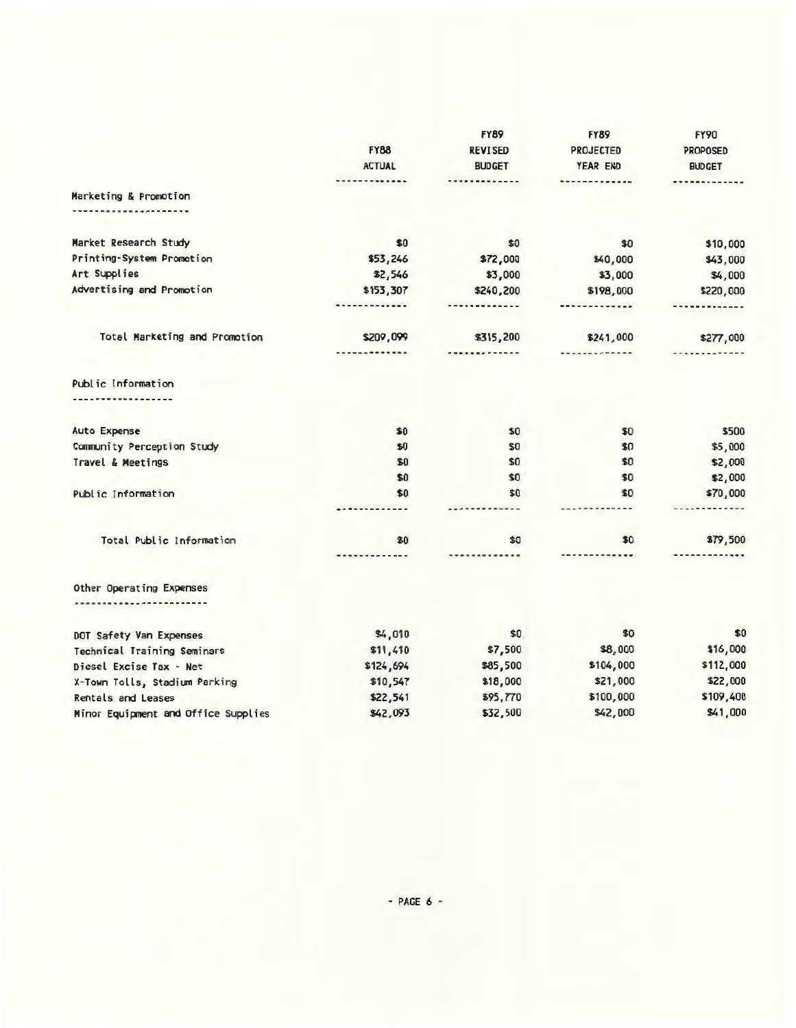| | FY88 ACTUAL | FY89 REVISED BUDGET | FY89 PROJECTED YEAR END | FY90 PROPOSED BUDGET |
|---|---|---|---|---|
| **Marketing & Promotion** | | | | |
| Market Research Study | $0 | $0 | $0 | $10,000 |
| Printing-System Promotion | $53,246 | $72,000 | $40,000 | $43,000 |
| Art Supplies | $2,546 | $3,000 | $3,000 | $4,000 |
| Advertising and Promotion | $153,307 | $240,200 | $198,000 | $220,000 |
| Total Marketing and Promotion | $209,099 | $315,200 | $241,000 | $277,000 |
| **Public Information** | | | | |
| Auto Expense | $0 | $0 | $0 | $500 |
| Community Perception Study | $0 | $0 | $0 | $5,000 |
| Travel & Meetings | $0 | $0 | $0 | $2,000 |
| | $0 | $0 | $0 | $2,000 |
| Public Information | $0 | $0 | $0 | $70,000 |
| Total Public Information | $0 | $0 | $0 | $79,500 |
| **Other Operating Expenses** | | | | |
| DOT Safety Van Expenses | $4,010 | $0 | $0 | $0 |
| Technical Training Seminars | $11,410 | $7,500 | $8,000 | $16,000 |
| Diesel Excise Tax - Net | $124,694 | $85,500 | $104,000 | $112,000 |
| X-Town Tolls, Stadium Parking | $10,547 | $18,000 | $21,000 | $22,000 |
| Rentals and Leases | $22,541 | $95,770 | $100,000 | $109,400 |
| Minor Equipment and Office Supplies | $42,093 | $32,500 | $42,000 | $41,000 |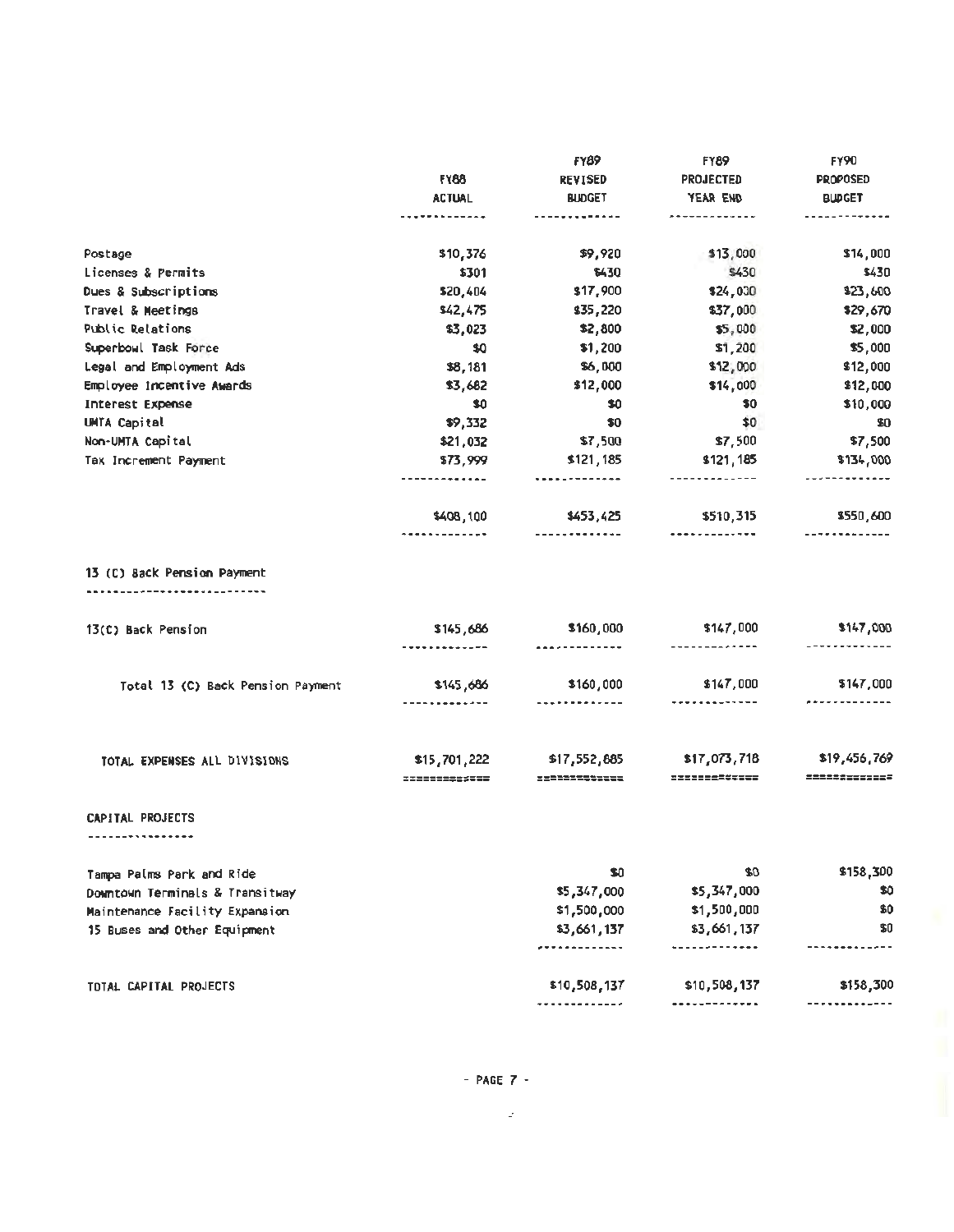| | FY88 ACTUAL | FY89 REVISED BUDGET | FY89 PROJECTED YEAR END | FY90 PROPOSED BUDGET |
|---|---|---|---|---|
| Postage | $10,376 | $9,920 | $13,000 | $14,000 |
| Licenses & Permits | $301 | $430 | $430 | $430 |
| Dues & Subscriptions | $20,404 | $17,900 | $24,000 | $23,600 |
| Travel & Meetings | $42,475 | $35,220 | $37,000 | $29,670 |
| Public Relations | $3,023 | $2,800 | $5,000 | $2,000 |
| Superbowl Task Force | $0 | $1,200 | $1,200 | $5,000 |
| Legal and Employment Ads | $8,181 | $6,000 | $12,000 | $12,000 |
| Employee Incentive Awards | $3,682 | $12,000 | $14,000 | $12,000 |
| Interest Expense | $0 | $0 | $0 | $10,000 |
| UMTA Capital | $9,332 | $0 | $0 | $0 |
| Non-UMTA Capital | $21,032 | $7,500 | $7,500 | $7,500 |
| Tax Increment Payment | $73,999 | $121,185 | $121,185 | $134,000 |
| | $408,100 | $453,425 | $510,315 | $550,600 |
| **13 (C) Back Pension Payment** | | | | |
| 13(C) Back Pension | $145,686 | $160,000 | $147,000 | $147,000 |
| Total 13 (C) Back Pension Payment | $145,686 | $160,000 | $147,000 | $147,000 |
| TOTAL EXPENSES ALL DIVISIONS | $15,701,222 | $17,552,685 | $17,073,718 | $19,456,769 |
| **CAPITAL PROJECTS** | | | | |
| Tampa Palms Park and Ride | | $0 | $0 | $158,300 |
| Downtown Terminals & Transitway | | $5,347,000 | $5,347,000 | $0 |
| Maintenance Facility Expansion | | $1,500,000 | $1,500,000 | $0 |
| 15 Buses and Other Equipment | | $3,661,137 | $3,661,137 | $0 |
| TOTAL CAPITAL PROJECTS | | $10,508,137 | $10,508,137 | $158,300 |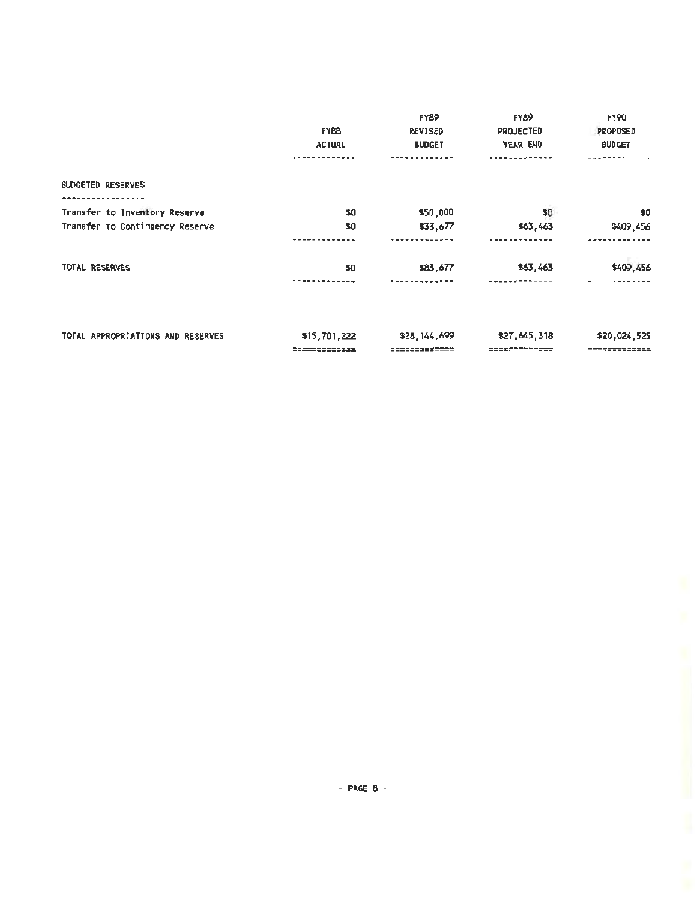| | FY88 ACTUAL | FY89 REVISED BUDGET | FY89 PROJECTED YEAR END | FY90 PROPOSED BUDGET |
|---|---|---|---|---|
| **BUDGETED RESERVES** | | | | |
| Transfer to Inventory Reserve | $0 | $50,000 | $0 | $0 |
| Transfer to Contingency Reserve | $0 | $33,677 | $63,463 | $409,456 |
| TOTAL RESERVES | $0 | $83,677 | $63,463 | $409,456 |
| TOTAL APPROPRIATIONS AND RESERVES | $15,701,222 | $28,144,699 | $27,645,318 | $20,024,525 |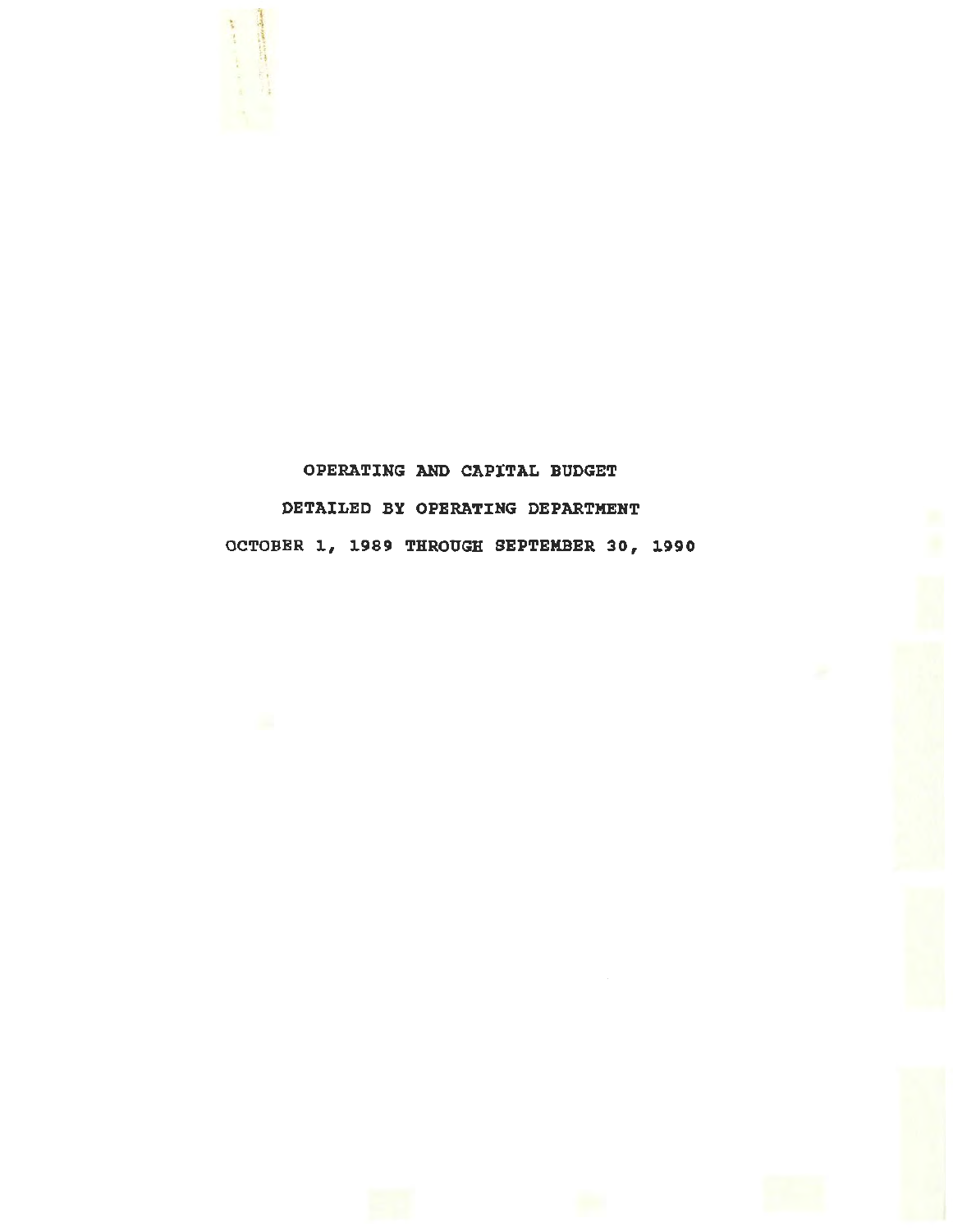# OPERATING AND CAPITAL BUDGET

## DETAILED BY OPERATING DEPARTMENT

## OCTOBER 1, 1989 THROUGH SEPTEMBER 30, 1990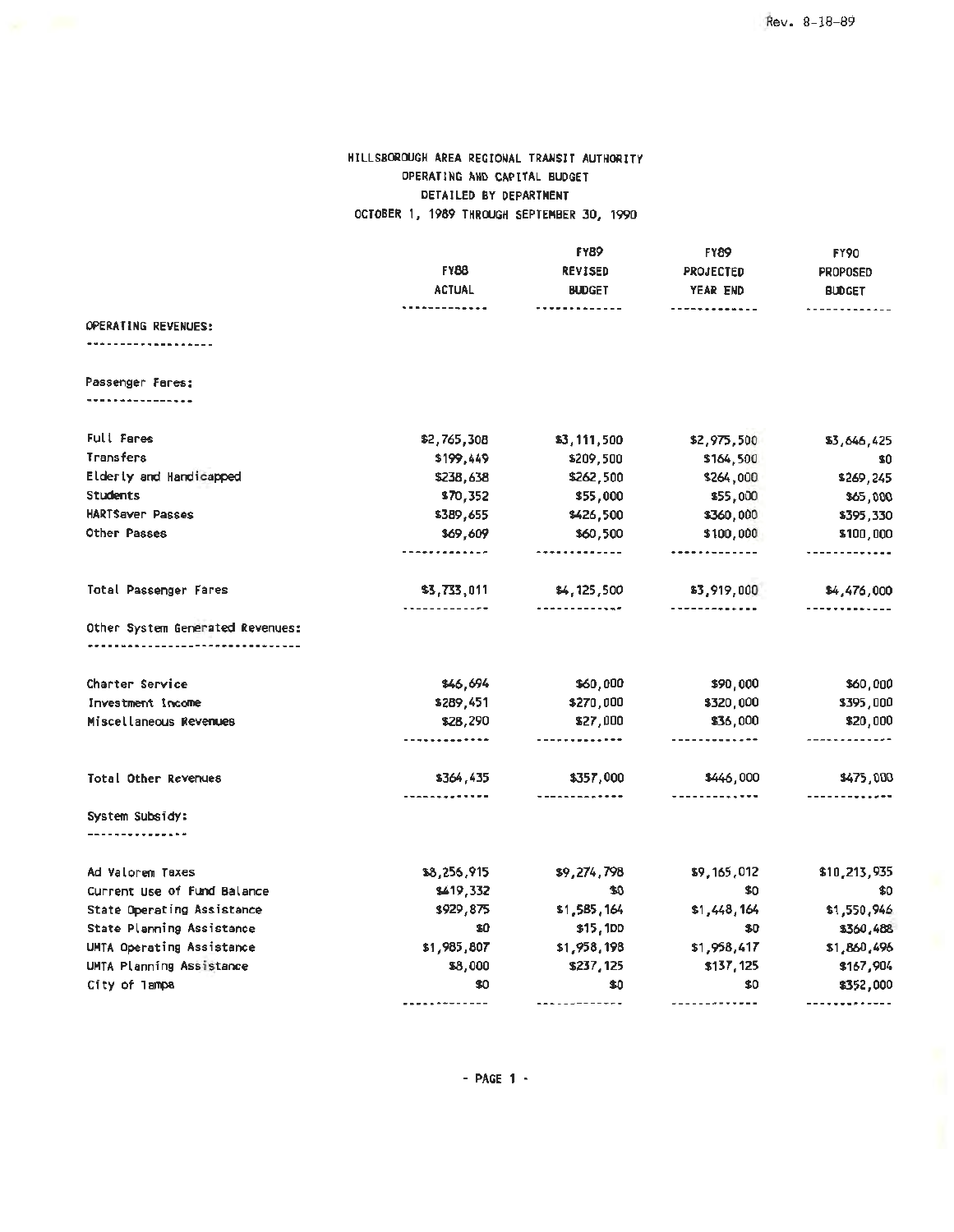Rev. 8-18-89

# HILLSBOROUGH AREA REGIONAL TRANSIT AUTHORITY
## OPERATING AND CAPITAL BUDGET
## DETAILED BY DEPARTMENT
## OCTOBER 1, 1989 THROUGH SEPTEMBER 30, 1990

| | FY88 ACTUAL | FY89 REVISED BUDGET | FY89 PROJECTED YEAR END | FY90 PROPOSED BUDGET |
|---|---|---|---|---|
| **OPERATING REVENUES:** | | | | |
| **Passenger Fares:** | | | | |
| Full Fares | $2,765,308 | $3,111,500 | $2,975,500 | $3,646,425 |
| Transfers | $199,449 | $209,500 | $164,500 | $0 |
| Elderly and Handicapped | $238,638 | $262,500 | $264,000 | $269,245 |
| Students | $70,352 | $55,000 | $55,000 | $65,000 |
| HARTSaver Passes | $389,655 | $426,500 | $360,000 | $395,330 |
| Other Passes | $69,609 | $60,500 | $100,000 | $100,000 |
| Total Passenger Fares | $3,733,011 | $4,125,500 | $3,919,000 | $4,476,000 |
| **Other System Generated Revenues:** | | | | |
| Charter Service | $46,694 | $60,000 | $90,000 | $60,000 |
| Investment Income | $289,451 | $270,000 | $320,000 | $395,000 |
| Miscellaneous Revenues | $28,290 | $27,000 | $36,000 | $20,000 |
| Total Other Revenues | $364,435 | $357,000 | $446,000 | $475,000 |
| **System Subsidy:** | | | | |
| Ad Valorem Taxes | $8,256,915 | $9,274,798 | $9,165,012 | $10,213,935 |
| Current Use of Fund Balance | $419,332 | $0 | $0 | $0 |
| State Operating Assistance | $929,875 | $1,585,164 | $1,448,164 | $1,550,946 |
| State Planning Assistance | $0 | $15,100 | $0 | $360,488 |
| UMTA Operating Assistance | $1,985,807 | $1,958,198 | $1,958,417 | $1,860,496 |
| UMTA Planning Assistance | $8,000 | $237,125 | $137,125 | $167,904 |
| City of Tampa | $0 | $0 | $0 | $352,000 |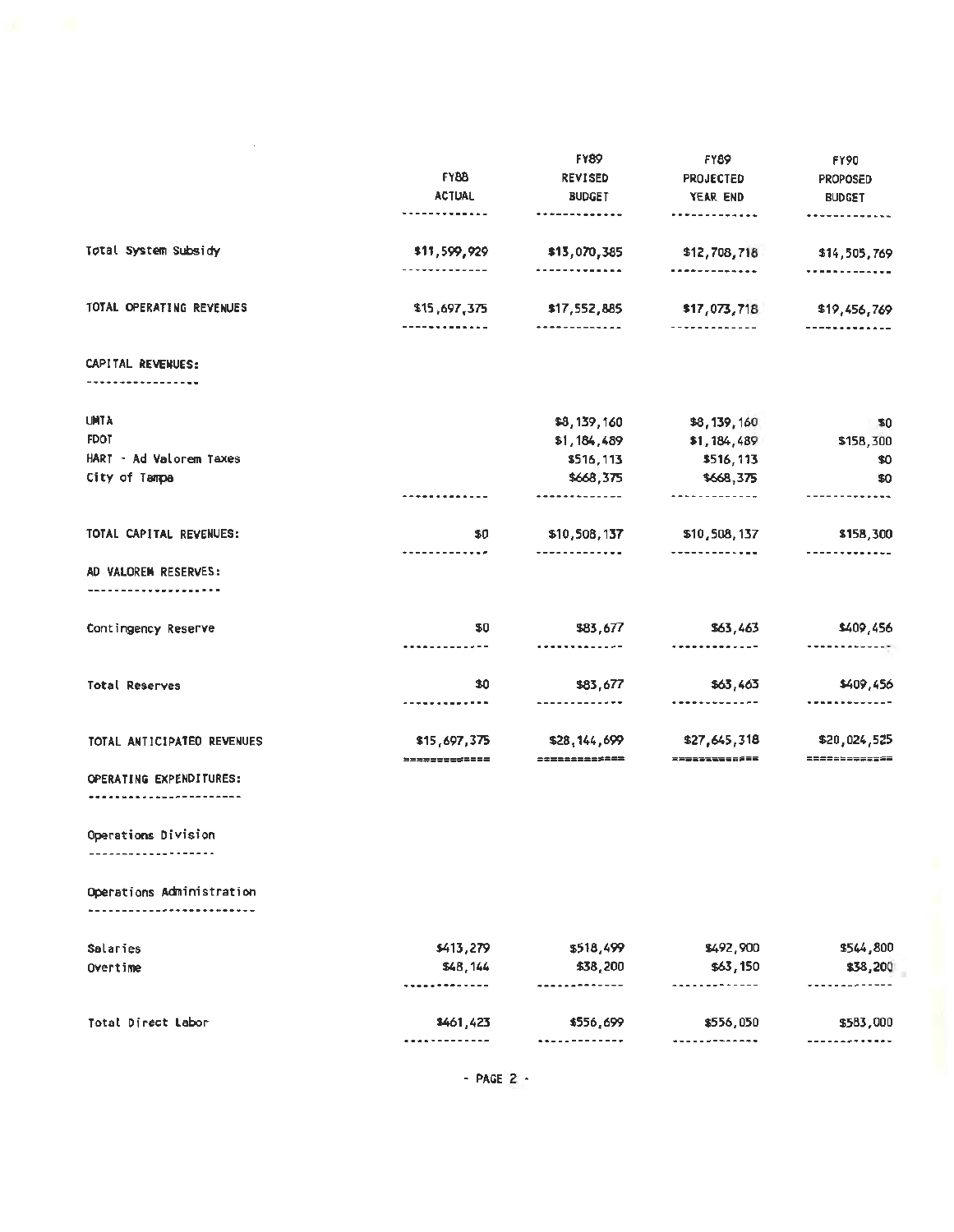| | FY88 ACTUAL | FY89 REVISED BUDGET | FY89 PROJECTED YEAR END | FY90 PROPOSED BUDGET |
|---|---|---|---|---|
| Total System Subsidy | $11,599,929 | $13,070,385 | $12,708,718 | $14,505,769 |
| TOTAL OPERATING REVENUES | $15,697,375 | $17,552,885 | $17,073,718 | $19,456,769 |
| **CAPITAL REVENUES:** | | | | |
| UMTA | | $8,139,160 | $8,139,160 | $0 |
| FDOT | | $1,184,489 | $1,184,489 | $158,300 |
| HART - Ad Valorem Taxes | | $516,113 | $516,113 | $0 |
| City of Tampa | | $668,375 | $668,375 | $0 |
| TOTAL CAPITAL REVENUES: | $0 | $10,508,137 | $10,508,137 | $158,300 |
| **AD VALOREM RESERVES:** | | | | |
| Contingency Reserve | $0 | $83,677 | $63,463 | $409,456 |
| Total Reserves | $0 | $83,677 | $63,463 | $409,456 |
| TOTAL ANTICIPATED REVENUES | $15,697,375 | $28,144,699 | $27,645,318 | $20,024,525 |
| **OPERATING EXPENDITURES:** | | | | |
| **Operations Division** | | | | |
| **Operations Administration** | | | | |
| Salaries | $413,279 | $518,499 | $492,900 | $544,800 |
| Overtime | $48,144 | $38,200 | $63,150 | $38,200 |
| Total Direct Labor | $461,423 | $556,699 | $556,050 | $583,000 |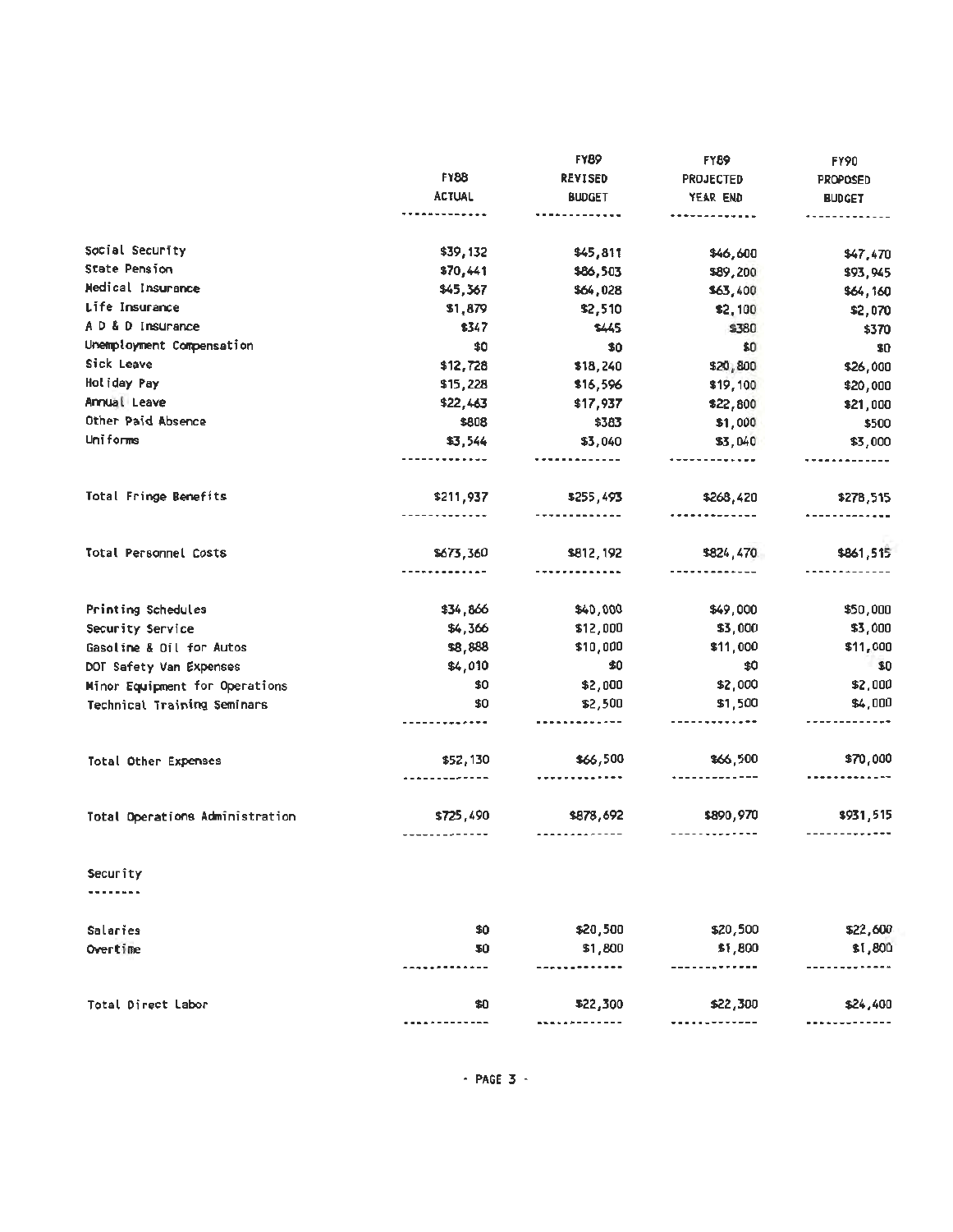| | FY88 ACTUAL | FY89 REVISED BUDGET | FY89 PROJECTED YEAR END | FY90 PROPOSED BUDGET |
|---|---|---|---|---|
| Social Security | $39,132 | $45,811 | $46,600 | $47,470 |
| State Pension | $70,441 | $86,503 | $89,200 | $93,945 |
| Medical Insurance | $45,367 | $64,028 | $63,400 | $64,160 |
| Life Insurance | $1,879 | $2,510 | $2,100 | $2,070 |
| A D & D Insurance | $347 | $445 | $380 | $370 |
| Unemployment Compensation | $0 | $0 | $0 | $0 |
| Sick Leave | $12,728 | $18,240 | $20,800 | $26,000 |
| Holiday Pay | $15,228 | $16,596 | $19,100 | $20,000 |
| Annual Leave | $22,463 | $17,937 | $22,800 | $21,000 |
| Other Paid Absence | $808 | $383 | $1,000 | $500 |
| Uniforms | $3,544 | $3,040 | $3,040 | $3,000 |
| Total Fringe Benefits | $211,937 | $255,493 | $268,420 | $278,515 |
| Total Personnel Costs | $673,360 | $812,192 | $824,470 | $861,515 |
| Printing Schedules | $34,866 | $40,000 | $49,000 | $50,000 |
| Security Service | $4,366 | $12,000 | $3,000 | $3,000 |
| Gasoline & Oil for Autos | $8,888 | $10,000 | $11,000 | $11,000 |
| DOT Safety Van Expenses | $4,010 | $0 | $0 | $0 |
| Minor Equipment for Operations | $0 | $2,000 | $2,000 | $2,000 |
| Technical Training Seminars | $0 | $2,500 | $1,500 | $4,000 |
| Total Other Expenses | $52,130 | $66,500 | $66,500 | $70,000 |
| Total Operations Administration | $725,490 | $878,692 | $890,970 | $931,515 |
| **Security** | | | | |
| Salaries | $0 | $20,500 | $20,500 | $22,600 |
| Overtime | $0 | $1,800 | $1,800 | $1,800 |
| Total Direct Labor | $0 | $22,300 | $22,300 | $24,400 |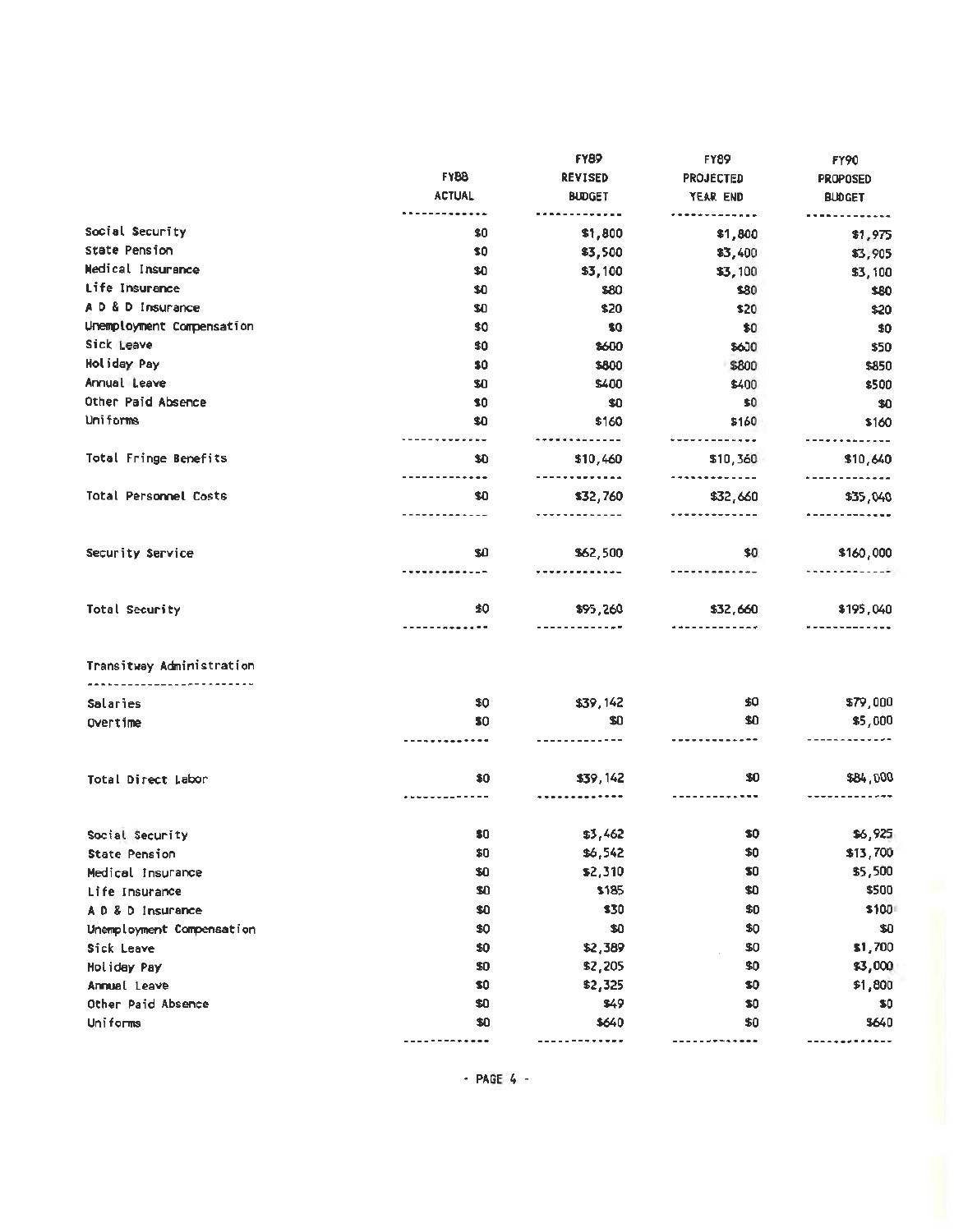| | FY88 ACTUAL | FY89 REVISED BUDGET | FY89 PROJECTED YEAR END | FY90 PROPOSED BUDGET |
|---|---|---|---|---|
| Social Security | $0 | $1,800 | $1,800 | $1,975 |
| State Pension | $0 | $3,500 | $3,400 | $3,905 |
| Medical Insurance | $0 | $3,100 | $3,100 | $3,100 |
| Life Insurance | $0 | $80 | $80 | $80 |
| A D & D Insurance | $0 | $20 | $20 | $20 |
| Unemployment Compensation | $0 | $0 | $0 | $0 |
| Sick Leave | $0 | $600 | $600 | $50 |
| Holiday Pay | $0 | $800 | $800 | $850 |
| Annual Leave | $0 | $400 | $400 | $500 |
| Other Paid Absence | $0 | $0 | $0 | $0 |
| Uniforms | $0 | $160 | $160 | $160 |
| Total Fringe Benefits | $0 | $10,460 | $10,360 | $10,640 |
| Total Personnel Costs | $0 | $32,760 | $32,660 | $35,040 |
| Security Service | $0 | $62,500 | $0 | $160,000 |
| Total Security | $0 | $95,260 | $32,660 | $195,040 |
| **Transitway Administration** | | | | |
| Salaries | $0 | $39,142 | $0 | $79,000 |
| Overtime | $0 | $0 | $0 | $5,000 |
| Total Direct Labor | $0 | $39,142 | $0 | $84,000 |
| Social Security | $0 | $3,462 | $0 | $6,925 |
| State Pension | $0 | $6,542 | $0 | $13,700 |
| Medical Insurance | $0 | $2,310 | $0 | $5,500 |
| Life Insurance | $0 | $185 | $0 | $500 |
| A D & D Insurance | $0 | $30 | $0 | $100 |
| Unemployment Compensation | $0 | $0 | $0 | $0 |
| Sick Leave | $0 | $2,389 | $0 | $1,700 |
| Holiday Pay | $0 | $2,205 | $0 | $3,000 |
| Annual Leave | $0 | $2,325 | $0 | $1,800 |
| Other Paid Absence | $0 | $49 | $0 | $0 |
| Uniforms | $0 | $640 | $0 | $640 |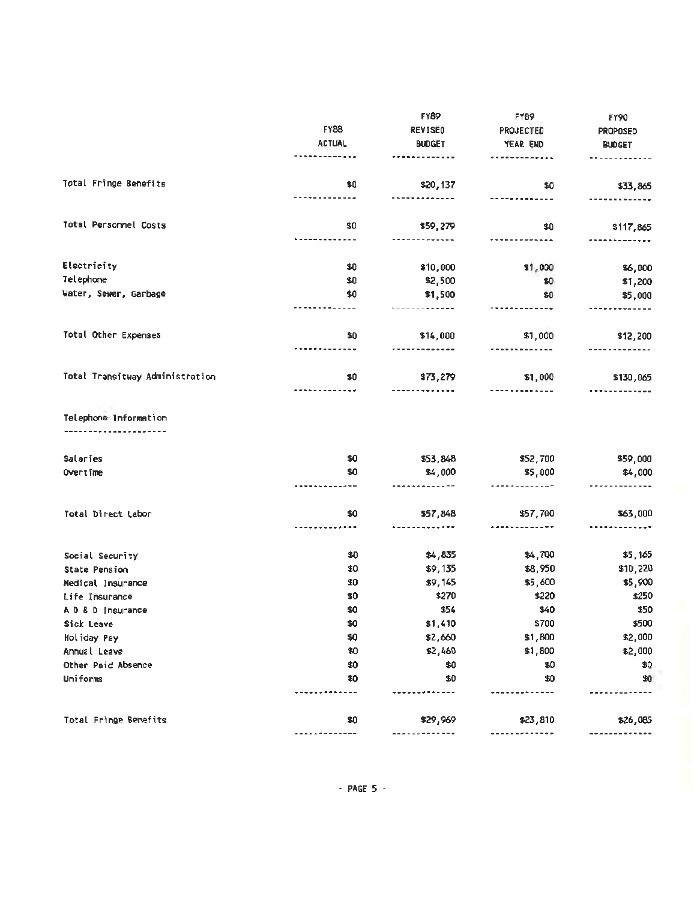| | FY88 ACTUAL | FY89 REVISED BUDGET | FY89 PROJECTED YEAR END | FY90 PROPOSED BUDGET |
|---|---|---|---|---|
| Total Fringe Benefits | $0 | $20,137 | $0 | $33,865 |
| Total Personnel Costs | $0 | $59,279 | $0 | $117,865 |
| Electricity | $0 | $10,000 | $1,000 | $6,000 |
| Telephone | $0 | $2,500 | $0 | $1,200 |
| Water, Sewer, Garbage | $0 | $1,500 | $0 | $5,000 |
| Total Other Expenses | $0 | $14,000 | $1,000 | $12,200 |
| Total Transitway Administration | $0 | $73,279 | $1,000 | $130,065 |
| **Telephone Information** | | | | |
| Salaries | $0 | $53,848 | $52,700 | $59,000 |
| Overtime | $0 | $4,000 | $5,000 | $4,000 |
| Total Direct Labor | $0 | $57,848 | $57,700 | $63,000 |
| Social Security | $0 | $4,835 | $4,700 | $5,165 |
| State Pension | $0 | $9,135 | $8,950 | $10,220 |
| Medical Insurance | $0 | $9,145 | $5,600 | $5,900 |
| Life Insurance | $0 | $270 | $220 | $250 |
| A D & D Insurance | $0 | $54 | $40 | $50 |
| Sick Leave | $0 | $1,410 | $700 | $500 |
| Holiday Pay | $0 | $2,660 | $1,800 | $2,000 |
| Annual Leave | $0 | $2,460 | $1,800 | $2,000 |
| Other Paid Absence | $0 | $0 | $0 | $0 |
| Uniforms | $0 | $0 | $0 | $0 |
| Total Fringe Benefits | $0 | $29,969 | $23,810 | $26,085 |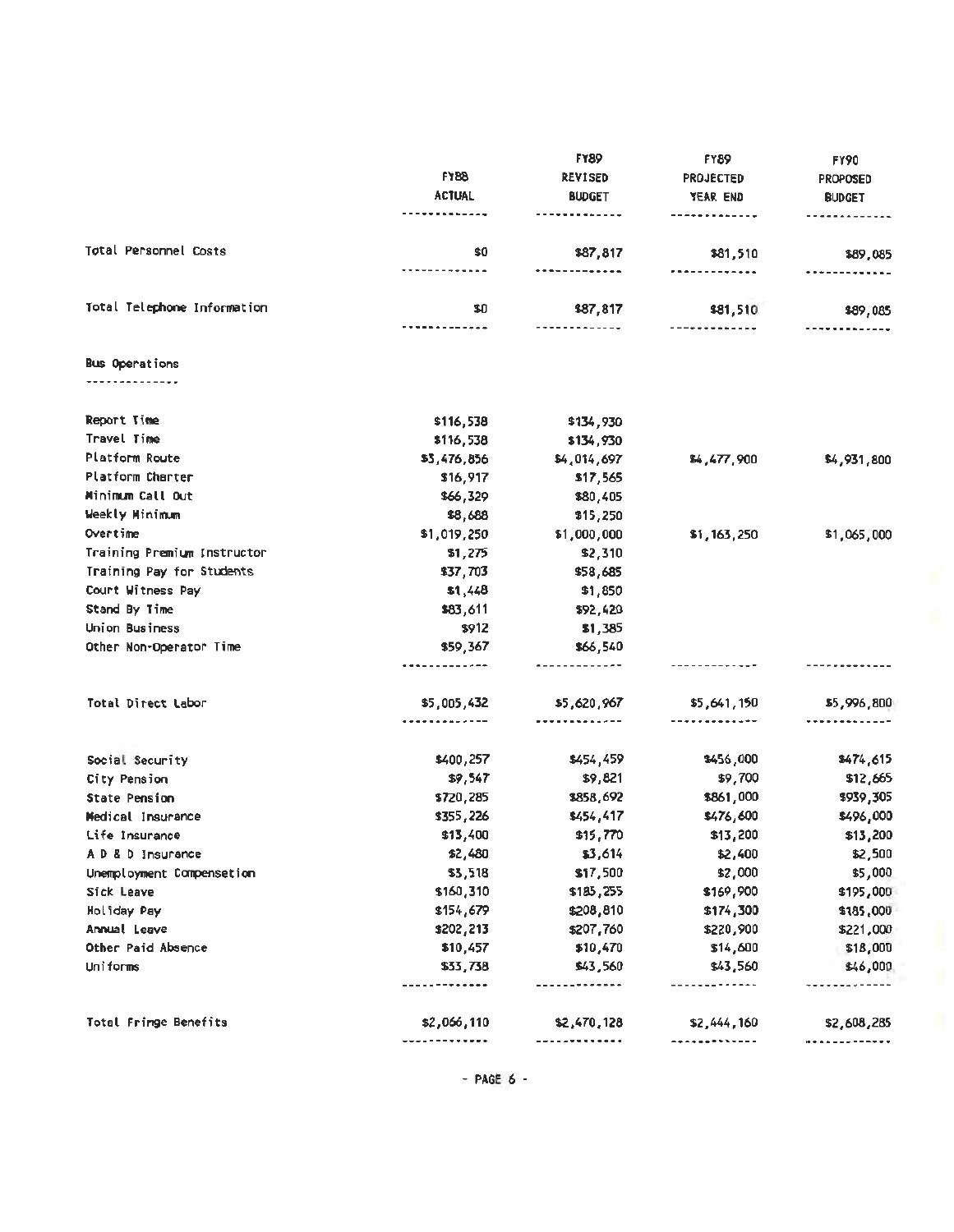|  | FY88 ACTUAL | FY89 REVISED BUDGET | FY89 PROJECTED YEAR END | FY90 PROPOSED BUDGET |
|---|---|---|---|---|
| Total Personnel Costs | $0 | $87,817 | $81,510 | $89,085 |
| Total Telephone Information | $0 | $87,817 | $81,510 | $89,085 |
| **Bus Operations** |  |  |  |  |
| Report Time | $116,538 | $134,930 |  |  |
| Travel Time | $116,538 | $134,930 |  |  |
| Platform Route | $3,476,856 | $4,014,697 | $4,477,900 | $4,931,800 |
| Platform Charter | $16,917 | $17,565 |  |  |
| Minimum Call Out | $66,329 | $80,405 |  |  |
| Weekly Minimum | $8,688 | $15,250 |  |  |
| Overtime | $1,019,250 | $1,000,000 | $1,163,250 | $1,065,000 |
| Training Premium Instructor | $1,275 | $2,310 |  |  |
| Training Pay for Students | $37,703 | $58,685 |  |  |
| Court Witness Pay | $1,448 | $1,850 |  |  |
| Stand By Time | $83,611 | $92,420 |  |  |
| Union Business | $912 | $1,385 |  |  |
| Other Non-Operator Time | $59,367 | $66,540 |  |  |
| Total Direct Labor | $5,005,432 | $5,620,967 | $5,641,150 | $5,996,800 |
| Social Security | $400,257 | $454,459 | $456,000 | $474,615 |
| City Pension | $9,547 | $9,821 | $9,700 | $12,665 |
| State Pension | $720,285 | $858,692 | $861,000 | $939,305 |
| Medical Insurance | $355,226 | $454,417 | $476,600 | $496,000 |
| Life Insurance | $13,400 | $15,770 | $13,200 | $13,200 |
| A D & D Insurance | $2,480 | $3,614 | $2,400 | $2,500 |
| Unemployment Compensation | $3,518 | $17,500 | $2,000 | $5,000 |
| Sick Leave | $160,310 | $185,255 | $169,900 | $195,000 |
| Holiday Pay | $154,679 | $208,810 | $174,300 | $185,000 |
| Annual Leave | $202,213 | $207,760 | $220,900 | $221,000 |
| Other Paid Absence | $10,457 | $10,470 | $14,600 | $18,000 |
| Uniforms | $33,738 | $43,560 | $43,560 | $46,000 |
| Total Fringe Benefits | $2,066,110 | $2,470,128 | $2,444,160 | $2,608,285 |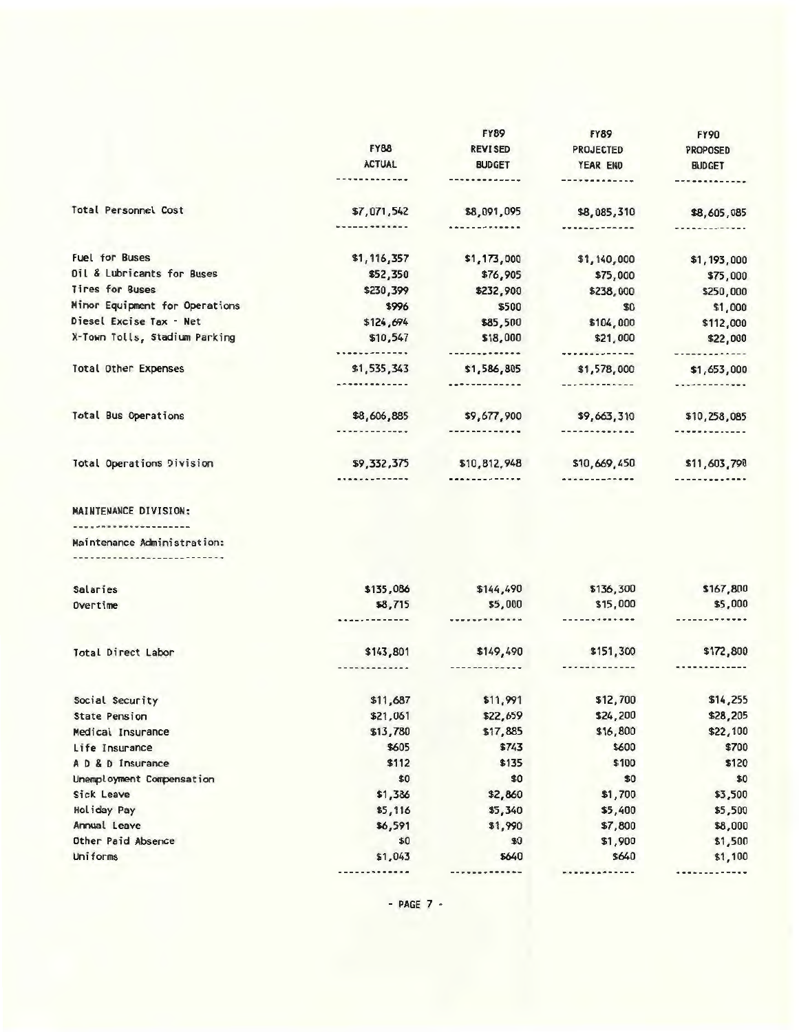| | FY88 ACTUAL | FY89 REVISED BUDGET | FY89 PROJECTED YEAR END | FY90 PROPOSED BUDGET |
|---|---|---|---|---|
| Total Personnel Cost | $7,071,542 | $8,091,095 | $8,085,310 | $8,605,085 |
| Fuel for Buses | $1,116,357 | $1,173,000 | $1,140,000 | $1,193,000 |
| Oil & Lubricants for Buses | $52,350 | $76,905 | $75,000 | $75,000 |
| Tires for Buses | $230,399 | $232,900 | $238,000 | $250,000 |
| Minor Equipment for Operations | $996 | $500 | $0 | $1,000 |
| Diesel Excise Tax - Net | $124,694 | $85,500 | $104,000 | $112,000 |
| X-Town Tolls, Stadium Parking | $10,547 | $18,000 | $21,000 | $22,000 |
| Total Other Expenses | $1,535,343 | $1,586,805 | $1,578,000 | $1,653,000 |
| Total Bus Operations | $8,606,885 | $9,677,900 | $9,663,310 | $10,258,085 |
| Total Operations Division | $9,332,375 | $10,812,948 | $10,669,450 | $11,603,790 |
| **MAINTENANCE DIVISION:** | | | | |
| **Maintenance Administration:** | | | | |
| Salaries | $135,086 | $144,490 | $136,300 | $167,800 |
| Overtime | $8,715 | $5,000 | $15,000 | $5,000 |
| Total Direct Labor | $143,801 | $149,490 | $151,300 | $172,800 |
| Social Security | $11,687 | $11,991 | $12,700 | $14,255 |
| State Pension | $21,061 | $22,659 | $24,200 | $28,205 |
| Medical Insurance | $13,780 | $17,885 | $16,800 | $22,100 |
| Life Insurance | $605 | $743 | $600 | $700 |
| A D & D Insurance | $112 | $135 | $100 | $120 |
| Unemployment Compensation | $0 | $0 | $0 | $0 |
| Sick Leave | $1,386 | $2,860 | $1,700 | $3,500 |
| Holiday Pay | $5,116 | $5,340 | $5,400 | $5,500 |
| Annual Leave | $6,591 | $1,990 | $7,800 | $8,000 |
| Other Paid Absence | $0 | $0 | $1,900 | $1,500 |
| Uniforms | $1,043 | $640 | $640 | $1,100 |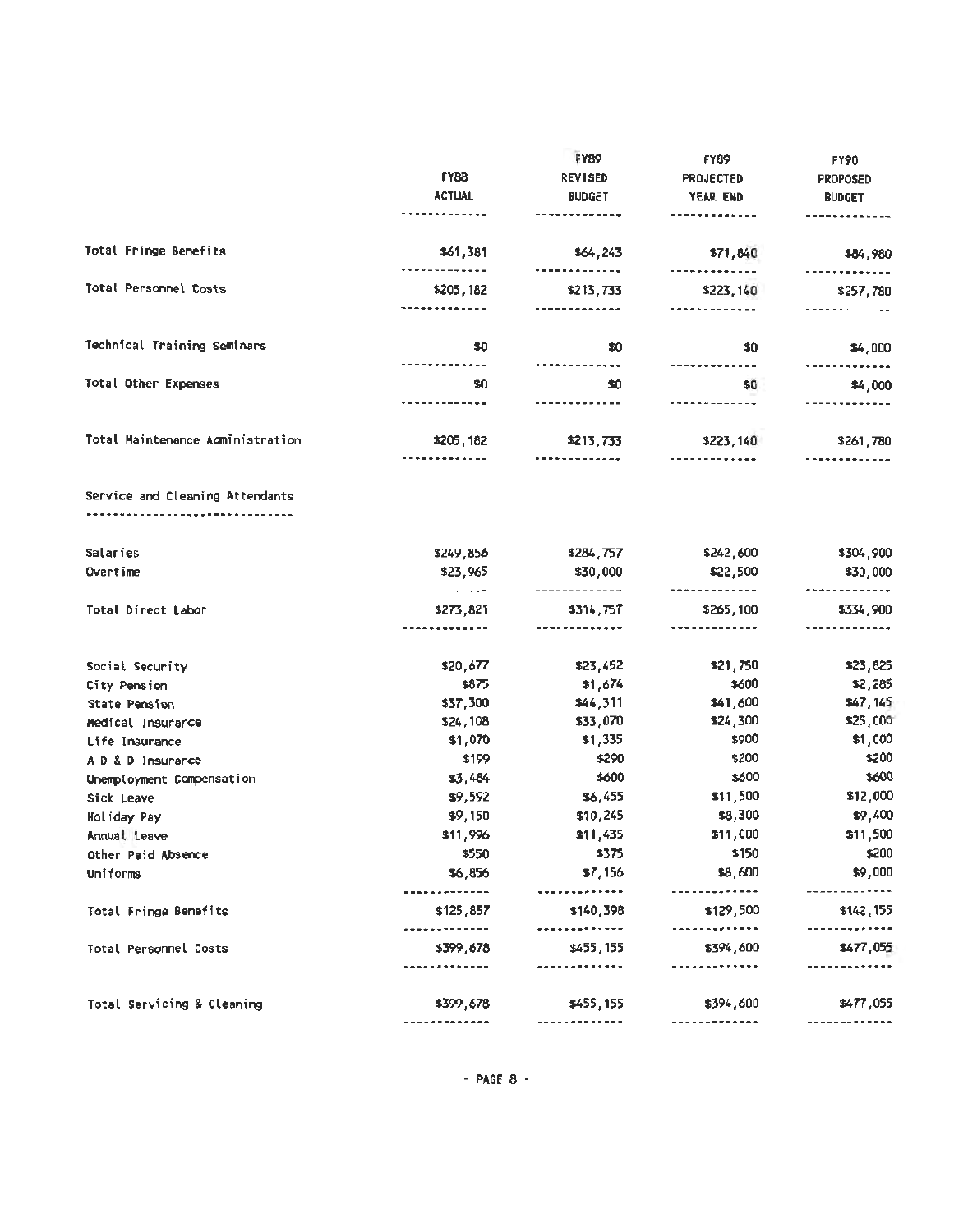| | FY88 ACTUAL | FY89 REVISED BUDGET | FY89 PROJECTED YEAR END | FY90 PROPOSED BUDGET |
|---|---|---|---|---|
| Total Fringe Benefits | $61,381 | $64,243 | $71,840 | $84,980 |
| Total Personnel Costs | $205,182 | $213,733 | $223,140 | $257,780 |
| Technical Training Seminars | $0 | $0 | $0 | $4,000 |
| Total Other Expenses | $0 | $0 | $0 | $4,000 |
| Total Maintenance Administration | $205,182 | $213,733 | $223,140 | $261,780 |
| **Service and Cleaning Attendants** | | | | |
| Salaries | $249,856 | $284,757 | $242,600 | $304,900 |
| Overtime | $23,965 | $30,000 | $22,500 | $30,000 |
| Total Direct Labor | $273,821 | $314,757 | $265,100 | $334,900 |
| Social Security | $20,677 | $23,452 | $21,750 | $23,825 |
| City Pension | $875 | $1,674 | $600 | $2,285 |
| State Pension | $37,300 | $44,311 | $41,600 | $47,145 |
| Medical Insurance | $24,108 | $33,070 | $24,300 | $25,000 |
| Life Insurance | $1,070 | $1,335 | $900 | $1,000 |
| A D & D Insurance | $199 | $290 | $200 | $200 |
| Unemployment Compensation | $3,484 | $600 | $600 | $600 |
| Sick Leave | $9,592 | $6,455 | $11,500 | $12,000 |
| Holiday Pay | $9,150 | $10,245 | $8,300 | $9,400 |
| Annual Leave | $11,996 | $11,435 | $11,000 | $11,500 |
| Other Paid Absence | $550 | $375 | $150 | $200 |
| Uniforms | $6,856 | $7,156 | $8,600 | $9,000 |
| Total Fringe Benefits | $125,857 | $140,398 | $129,500 | $142,155 |
| Total Personnel Costs | $399,678 | $455,155 | $394,600 | $477,055 |
| Total Servicing & Cleaning | $399,678 | $455,155 | $394,600 | $477,055 |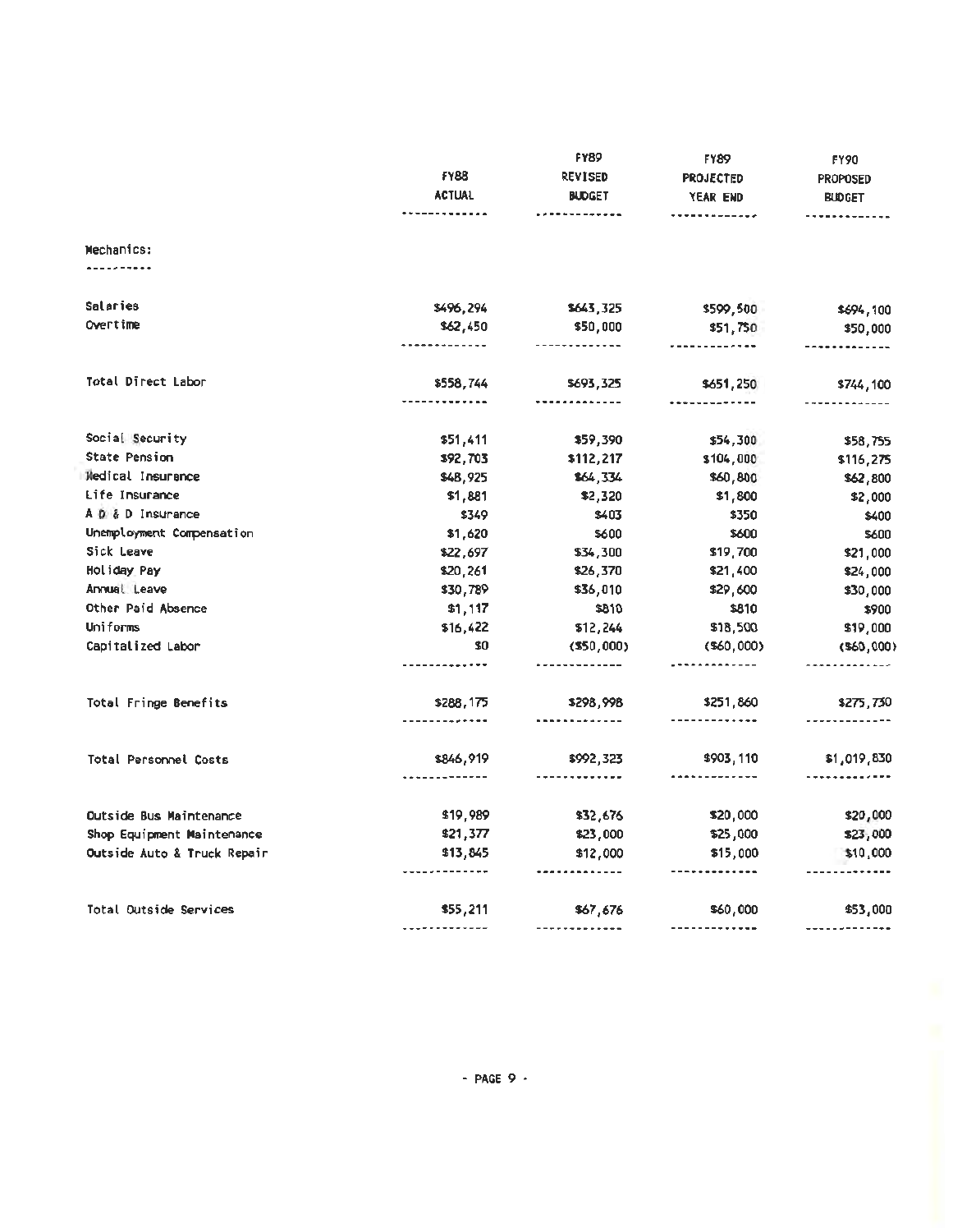| | FY88 ACTUAL | FY89 REVISED BUDGET | FY89 PROJECTED YEAR END | FY90 PROPOSED BUDGET |
|---|---|---|---|---|
| **Mechanics:** | | | | |
| Salaries | $496,294 | $643,325 | $599,500 | $694,100 |
| Overtime | $62,450 | $50,000 | $51,750 | $50,000 |
| Total Direct Labor | $558,744 | $693,325 | $651,250 | $744,100 |
| Social Security | $51,411 | $59,390 | $54,300 | $58,755 |
| State Pension | $92,703 | $112,217 | $104,000 | $116,275 |
| Medical Insurance | $48,925 | $64,334 | $60,800 | $62,800 |
| Life Insurance | $1,881 | $2,320 | $1,800 | $2,000 |
| A D & D Insurance | $349 | $403 | $350 | $400 |
| Unemployment Compensation | $1,620 | $600 | $600 | $600 |
| Sick Leave | $22,697 | $34,300 | $19,700 | $21,000 |
| Holiday Pay | $20,261 | $26,370 | $21,400 | $24,000 |
| Annual Leave | $30,789 | $36,010 | $29,600 | $30,000 |
| Other Paid Absence | $1,117 | $810 | $810 | $900 |
| Uniforms | $16,422 | $12,244 | $18,500 | $19,000 |
| Capitalized Labor | $0 | ($50,000) | ($60,000) | ($60,000) |
| Total Fringe Benefits | $288,175 | $298,998 | $251,860 | $275,730 |
| Total Personnel Costs | $846,919 | $992,323 | $903,110 | $1,019,830 |
| Outside Bus Maintenance | $19,989 | $32,676 | $20,000 | $20,000 |
| Shop Equipment Maintenance | $21,377 | $23,000 | $25,000 | $23,000 |
| Outside Auto & Truck Repair | $13,845 | $12,000 | $15,000 | $10,000 |
| Total Outside Services | $55,211 | $67,676 | $60,000 | $53,000 |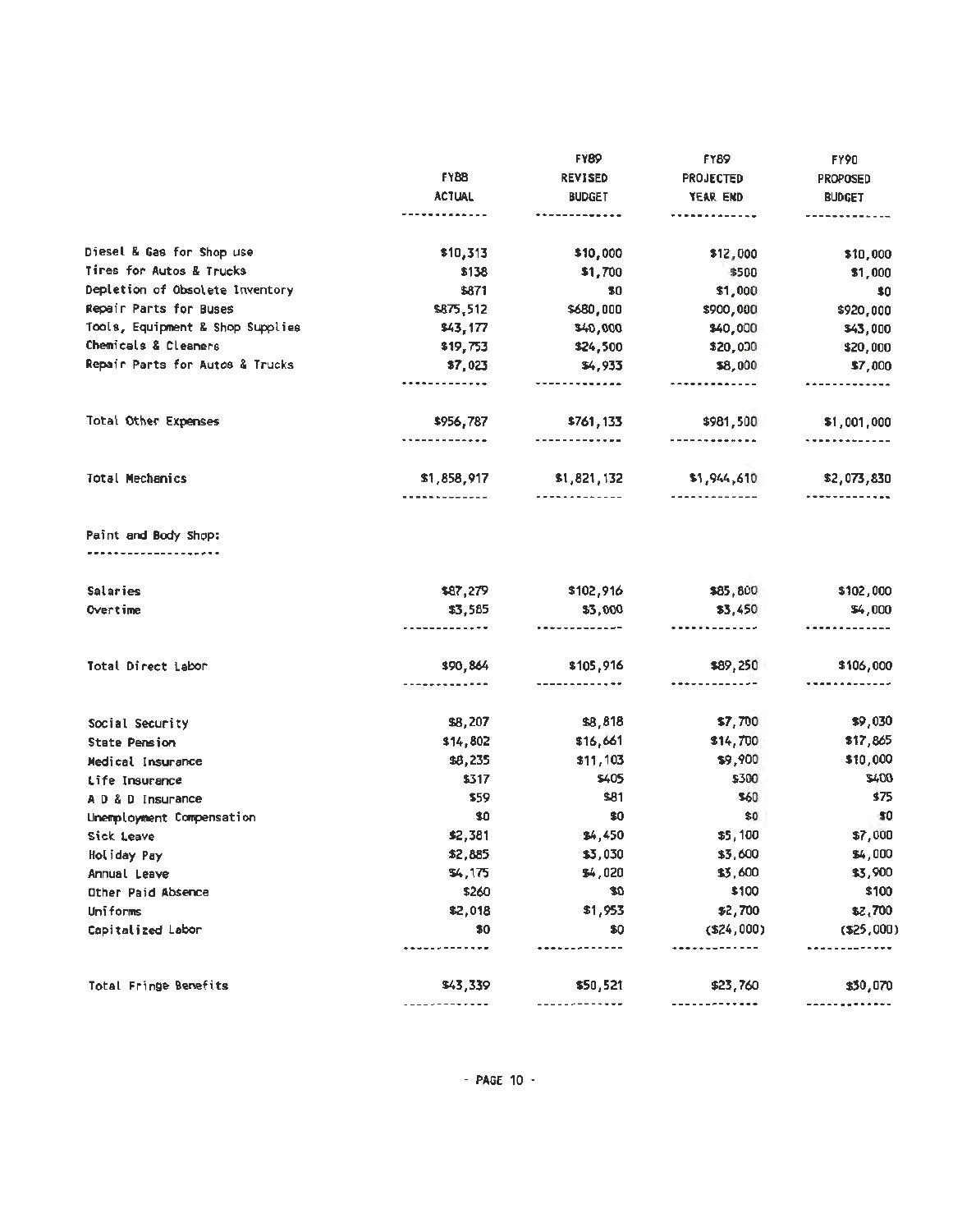| | FY88 ACTUAL | FY89 REVISED BUDGET | FY89 PROJECTED YEAR END | FY90 PROPOSED BUDGET |
|---|---|---|---|---|
| Diesel & Gas for Shop use | $10,313 | $10,000 | $12,000 | $10,000 |
| Tires for Autos & Trucks | $138 | $1,700 | $500 | $1,000 |
| Depletion of Obsolete Inventory | $871 | $0 | $1,000 | $0 |
| Repair Parts for Buses | $875,512 | $680,000 | $900,000 | $920,000 |
| Tools, Equipment & Shop Supplies | $43,177 | $40,000 | $40,000 | $43,000 |
| Chemicals & Cleaners | $19,753 | $24,500 | $20,000 | $20,000 |
| Repair Parts for Autos & Trucks | $7,023 | $4,933 | $8,000 | $7,000 |
| Total Other Expenses | $956,787 | $761,133 | $981,500 | $1,001,000 |
| Total Mechanics | $1,858,917 | $1,821,132 | $1,944,610 | $2,073,830 |
| **Paint and Body Shop:** | | | | |
| Salaries | $87,279 | $102,916 | $85,800 | $102,000 |
| Overtime | $3,585 | $3,000 | $3,450 | $4,000 |
| Total Direct Labor | $90,864 | $105,916 | $89,250 | $106,000 |
| Social Security | $8,207 | $8,818 | $7,700 | $9,030 |
| State Pension | $14,802 | $16,661 | $14,700 | $17,865 |
| Medical Insurance | $8,235 | $11,103 | $9,900 | $10,000 |
| Life Insurance | $317 | $405 | $300 | $400 |
| A D & D Insurance | $59 | $81 | $60 | $75 |
| Unemployment Compensation | $0 | $0 | $0 | $0 |
| Sick Leave | $2,381 | $4,450 | $5,100 | $7,000 |
| Holiday Pay | $2,885 | $3,030 | $3,600 | $4,000 |
| Annual Leave | $4,175 | $4,020 | $3,600 | $3,900 |
| Other Paid Absence | $260 | $0 | $100 | $100 |
| Uniforms | $2,018 | $1,953 | $2,700 | $2,700 |
| Capitalized Labor | $0 | $0 | ($24,000) | ($25,000) |
| Total Fringe Benefits | $43,339 | $50,521 | $23,760 | $30,070 |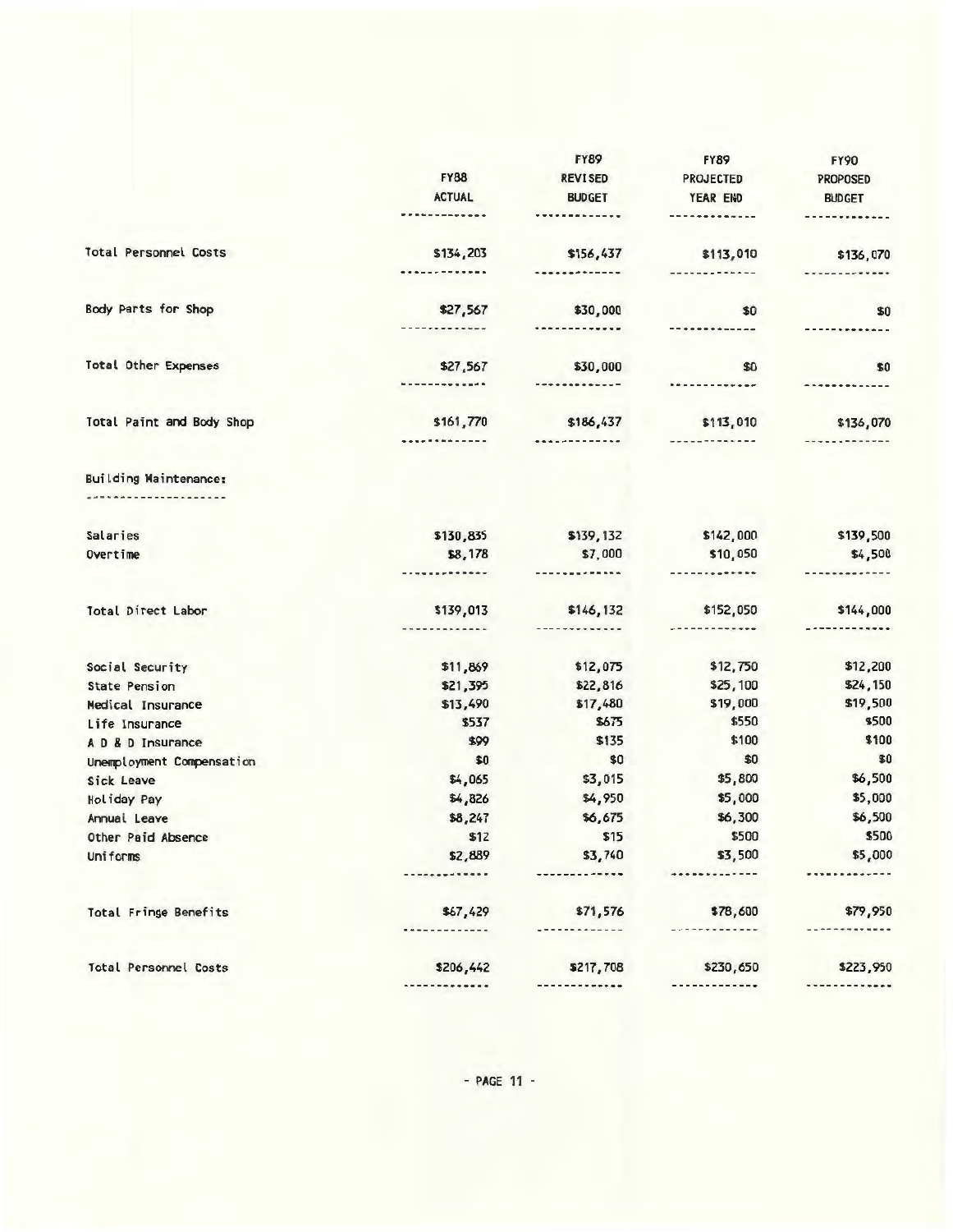| | FY88 ACTUAL | FY89 REVISED BUDGET | FY89 PROJECTED YEAR END | FY90 PROPOSED BUDGET |
|---|---|---|---|---|
| Total Personnel Costs | $134,203 | $156,437 | $113,010 | $136,070 |
| Body Parts for Shop | $27,567 | $30,000 | $0 | $0 |
| Total Other Expenses | $27,567 | $30,000 | $0 | $0 |
| Total Paint and Body Shop | $161,770 | $186,437 | $113,010 | $136,070 |
| **Building Maintenance:** | | | | |
| Salaries | $130,835 | $139,132 | $142,000 | $139,500 |
| Overtime | $8,178 | $7,000 | $10,050 | $4,500 |
| Total Direct Labor | $139,013 | $146,132 | $152,050 | $144,000 |
| Social Security | $11,869 | $12,075 | $12,750 | $12,200 |
| State Pension | $21,395 | $22,816 | $25,100 | $24,150 |
| Medical Insurance | $13,490 | $17,480 | $19,000 | $19,500 |
| Life Insurance | $537 | $675 | $550 | $500 |
| A D & D Insurance | $99 | $135 | $100 | $100 |
| Unemployment Compensation | $0 | $0 | $0 | $0 |
| Sick Leave | $4,065 | $3,015 | $5,800 | $6,500 |
| Holiday Pay | $4,826 | $4,950 | $5,000 | $5,000 |
| Annual Leave | $8,247 | $6,675 | $6,300 | $6,500 |
| Other Paid Absence | $12 | $15 | $500 | $500 |
| Uniforms | $2,889 | $3,740 | $3,500 | $5,000 |
| Total Fringe Benefits | $67,429 | $71,576 | $78,600 | $79,950 |
| Total Personnel Costs | $206,442 | $217,708 | $230,650 | $223,950 |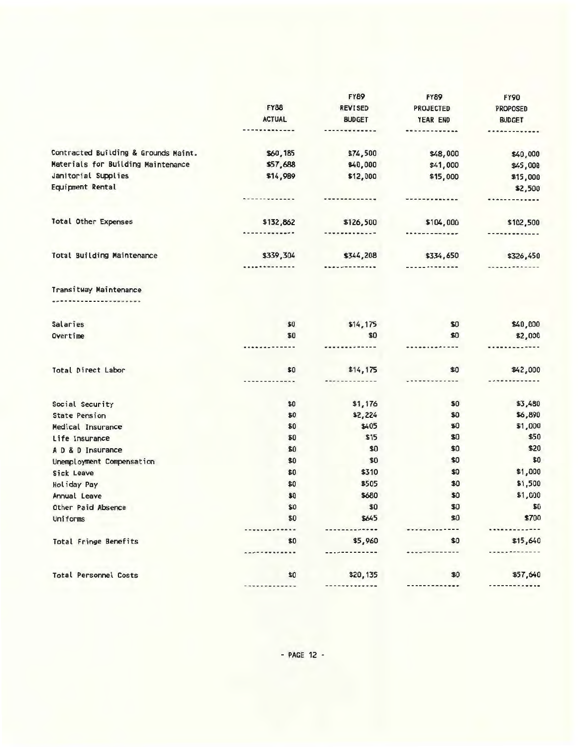| | FY88 ACTUAL | FY89 REVISED BUDGET | FY89 PROJECTED YEAR END | FY90 PROPOSED BUDGET |
|---|---|---|---|---|
| Contracted Building & Grounds Maint. | $60,185 | $74,500 | $48,000 | $40,000 |
| Materials for Building Maintenance | $57,688 | $40,000 | $41,000 | $45,000 |
| Janitorial Supplies | $14,989 | $12,000 | $15,000 | $15,000 |
| Equipment Rental | | | | $2,500 |
| Total Other Expenses | $132,862 | $126,500 | $104,000 | $102,500 |
| Total Building Maintenance | $339,304 | $344,208 | $334,650 | $326,450 |
| **Transitway Maintenance** | | | | |
| Salaries | $0 | $14,175 | $0 | $40,000 |
| Overtime | $0 | $0 | $0 | $2,000 |
| Total Direct Labor | $0 | $14,175 | $0 | $42,000 |
| Social Security | $0 | $1,176 | $0 | $3,480 |
| State Pension | $0 | $2,224 | $0 | $6,890 |
| Medical Insurance | $0 | $405 | $0 | $1,000 |
| Life Insurance | $0 | $15 | $0 | $50 |
| A D & D Insurance | $0 | $0 | $0 | $20 |
| Unemployment Compensation | $0 | $0 | $0 | $0 |
| Sick Leave | $0 | $310 | $0 | $1,000 |
| Holiday Pay | $0 | $505 | $0 | $1,500 |
| Annual Leave | $0 | $680 | $0 | $1,000 |
| Other Paid Absence | $0 | $0 | $0 | $0 |
| Uniforms | $0 | $645 | $0 | $700 |
| Total Fringe Benefits | $0 | $5,960 | $0 | $15,640 |
| Total Personnel Costs | $0 | $20,135 | $0 | $57,640 |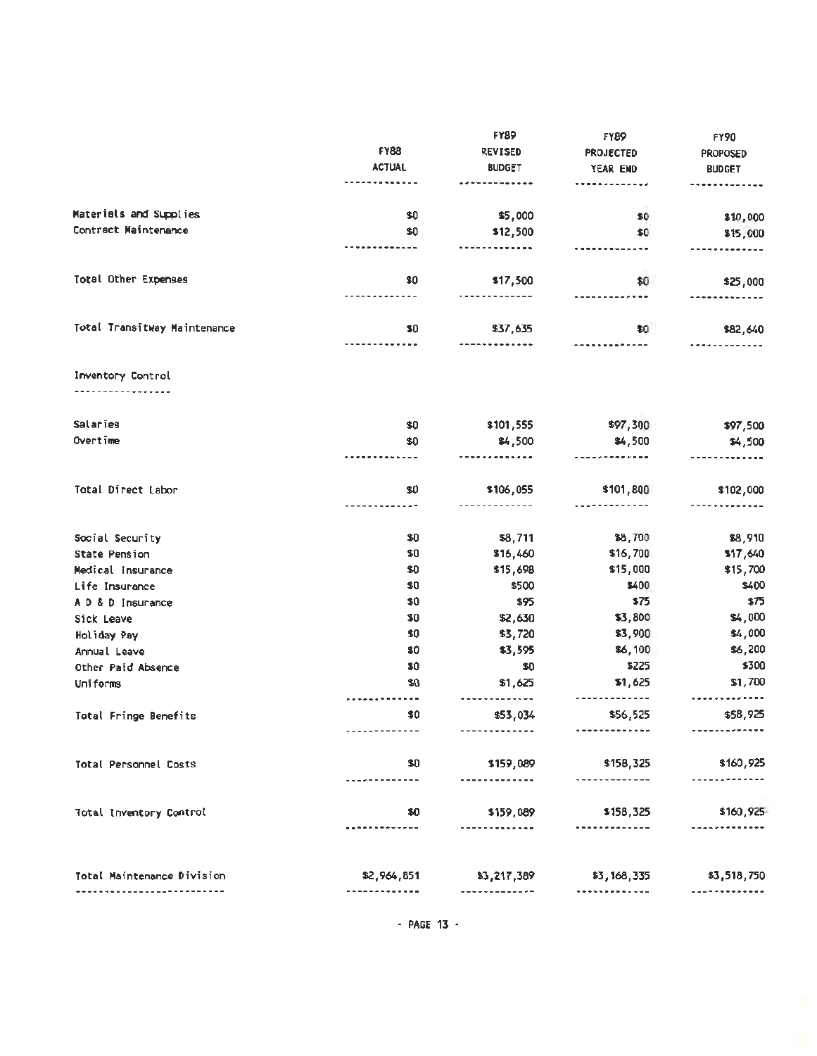| | FY88 ACTUAL | FY89 REVISED BUDGET | FY89 PROJECTED YEAR END | FY90 PROPOSED BUDGET |
|---|---|---|---|---|
| Materials and Supplies | $0 | $5,000 | $0 | $10,000 |
| Contract Maintenance | $0 | $12,500 | $0 | $15,000 |
| Total Other Expenses | $0 | $17,500 | $0 | $25,000 |
| Total Transitway Maintenance | $0 | $37,635 | $0 | $82,640 |
| **Inventory Control** | | | | |
| Salaries | $0 | $101,555 | $97,300 | $97,500 |
| Overtime | $0 | $4,500 | $4,500 | $4,500 |
| Total Direct Labor | $0 | $106,055 | $101,800 | $102,000 |
| Social Security | $0 | $8,711 | $8,700 | $8,910 |
| State Pension | $0 | $16,460 | $16,700 | $17,640 |
| Medical Insurance | $0 | $15,698 | $15,000 | $15,700 |
| Life Insurance | $0 | $500 | $400 | $400 |
| A D & D Insurance | $0 | $95 | $75 | $75 |
| Sick Leave | $0 | $2,630 | $3,800 | $4,000 |
| Holiday Pay | $0 | $3,720 | $3,900 | $4,000 |
| Annual Leave | $0 | $3,595 | $6,100 | $6,200 |
| Other Paid Absence | $0 | $0 | $225 | $300 |
| Uniforms | $0 | $1,625 | $1,625 | $1,700 |
| Total Fringe Benefits | $0 | $53,034 | $56,525 | $58,925 |
| Total Personnel Costs | $0 | $159,089 | $158,325 | $160,925 |
| Total Inventory Control | $0 | $159,089 | $158,325 | $160,925 |
| Total Maintenance Division | $2,964,851 | $3,217,389 | $3,168,335 | $3,518,750 |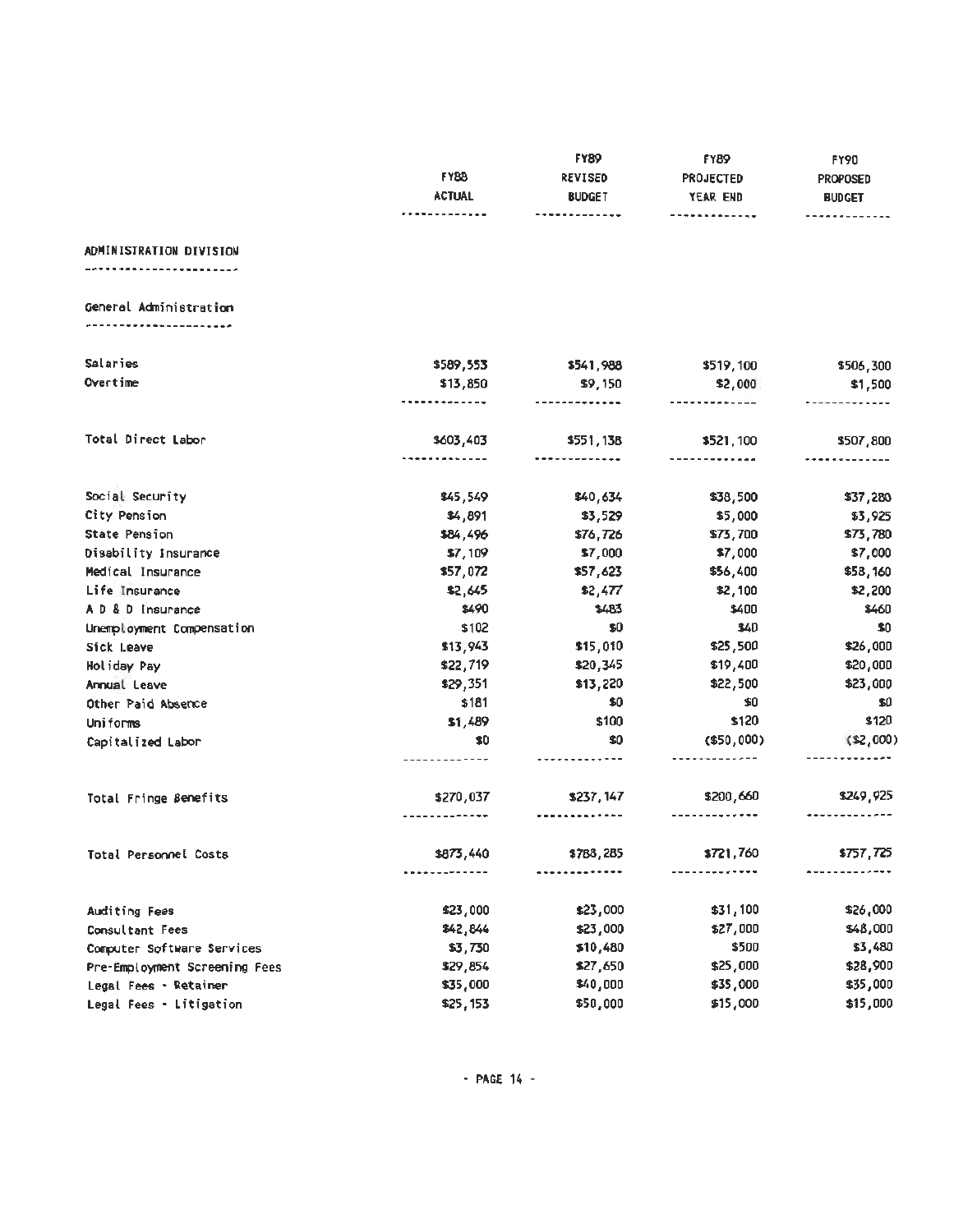| | FY88 ACTUAL | FY89 REVISED BUDGET | FY89 PROJECTED YEAR END | FY90 PROPOSED BUDGET |
|---|---|---|---|---|
| **ADMINISTRATION DIVISION** | | | | |
| **General Administration** | | | | |
| Salaries | $589,553 | $541,988 | $519,100 | $506,300 |
| Overtime | $13,850 | $9,150 | $2,000 | $1,500 |
| Total Direct Labor | $603,403 | $551,138 | $521,100 | $507,800 |
| Social Security | $45,549 | $40,634 | $38,500 | $37,280 |
| City Pension | $4,891 | $3,529 | $5,000 | $3,925 |
| State Pension | $84,496 | $76,726 | $73,700 | $73,780 |
| Disability Insurance | $7,109 | $7,000 | $7,000 | $7,000 |
| Medical Insurance | $57,072 | $57,623 | $56,400 | $58,160 |
| Life Insurance | $2,645 | $2,477 | $2,100 | $2,200 |
| A D & D Insurance | $490 | $483 | $400 | $460 |
| Unemployment Compensation | $102 | $0 | $40 | $0 |
| Sick Leave | $13,943 | $15,010 | $25,500 | $26,000 |
| Holiday Pay | $22,719 | $20,345 | $19,400 | $20,000 |
| Annual Leave | $29,351 | $13,220 | $22,500 | $23,000 |
| Other Paid Absence | $181 | $0 | $0 | $0 |
| Uniforms | $1,489 | $100 | $120 | $120 |
| Capitalized Labor | $0 | $0 | ($50,000) | ($2,000) |
| Total Fringe Benefits | $270,037 | $237,147 | $200,660 | $249,925 |
| Total Personnel Costs | $873,440 | $788,285 | $721,760 | $757,725 |
| Auditing Fees | $23,000 | $23,000 | $31,100 | $26,000 |
| Consultant Fees | $42,844 | $23,000 | $27,000 | $48,000 |
| Computer Software Services | $3,730 | $10,480 | $500 | $3,480 |
| Pre-Employment Screening Fees | $29,854 | $27,650 | $25,000 | $28,900 |
| Legal Fees - Retainer | $35,000 | $40,000 | $35,000 | $35,000 |
| Legal Fees - Litigation | $25,153 | $50,000 | $15,000 | $15,000 |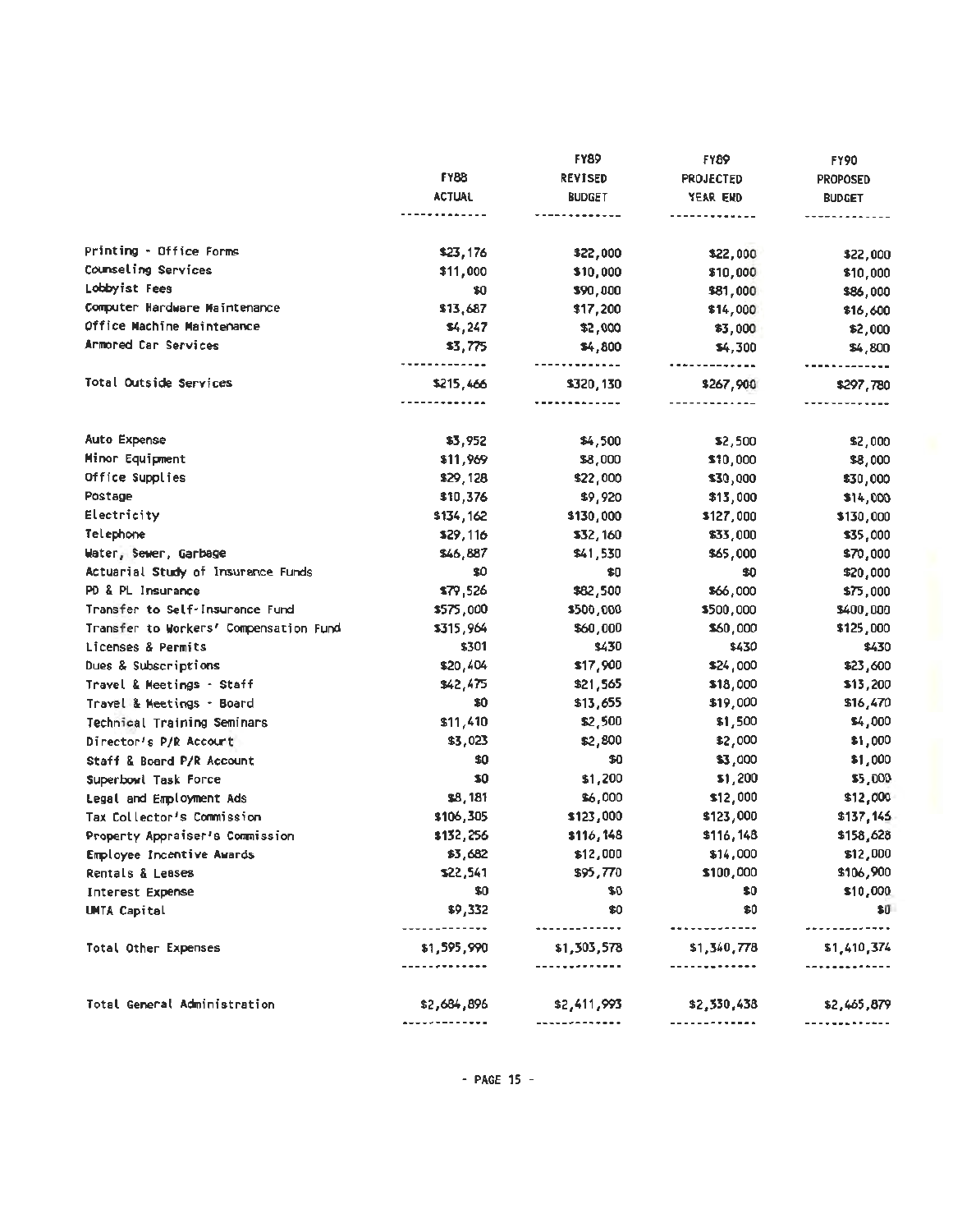| | FY88 ACTUAL | FY89 REVISED BUDGET | FY89 PROJECTED YEAR END | FY90 PROPOSED BUDGET |
|---|---|---|---|---|
| Printing - Office Forms | $23,176 | $22,000 | $22,000 | $22,000 |
| Counseling Services | $11,000 | $10,000 | $10,000 | $10,000 |
| Lobbyist Fees | $0 | $90,000 | $81,000 | $86,000 |
| Computer Hardware Maintenance | $13,687 | $17,200 | $14,000 | $16,600 |
| Office Machine Maintenance | $4,247 | $2,000 | $3,000 | $2,000 |
| Armored Car Services | $3,775 | $4,800 | $4,300 | $4,800 |
| Total Outside Services | $215,466 | $320,130 | $267,900 | $297,780 |
| Auto Expense | $3,952 | $4,500 | $2,500 | $2,000 |
| Minor Equipment | $11,969 | $8,000 | $10,000 | $8,000 |
| Office Supplies | $29,128 | $22,000 | $30,000 | $30,000 |
| Postage | $10,376 | $9,920 | $13,000 | $14,000 |
| Electricity | $134,162 | $130,000 | $127,000 | $130,000 |
| Telephone | $29,116 | $32,160 | $33,000 | $35,000 |
| Water, Sewer, Garbage | $46,887 | $41,530 | $65,000 | $70,000 |
| Actuarial Study of Insurance Funds | $0 | $0 | $0 | $20,000 |
| PD & PL Insurance | $79,526 | $82,500 | $66,000 | $75,000 |
| Transfer to Self-Insurance Fund | $575,000 | $500,000 | $500,000 | $400,000 |
| Transfer to Workers' Compensation Fund | $315,964 | $60,000 | $60,000 | $125,000 |
| Licenses & Permits | $301 | $430 | $430 | $430 |
| Dues & Subscriptions | $20,404 | $17,900 | $24,000 | $23,600 |
| Travel & Meetings - Staff | $42,475 | $21,565 | $18,000 | $13,200 |
| Travel & Meetings - Board | $0 | $13,655 | $19,000 | $16,470 |
| Technical Training Seminars | $11,410 | $2,500 | $1,500 | $4,000 |
| Director's P/R Account | $3,023 | $2,800 | $2,000 | $1,000 |
| Staff & Board P/R Account | $0 | $0 | $3,000 | $1,000 |
| Superbowl Task Force | $0 | $1,200 | $1,200 | $5,000 |
| Legal and Employment Ads | $8,181 | $6,000 | $12,000 | $12,000 |
| Tax Collector's Commission | $106,305 | $123,000 | $123,000 | $137,145 |
| Property Appraiser's Commission | $132,256 | $116,148 | $116,148 | $158,628 |
| Employee Incentive Awards | $3,682 | $12,000 | $14,000 | $12,000 |
| Rentals & Leases | $22,541 | $95,770 | $100,000 | $106,900 |
| Interest Expense | $0 | $0 | $0 | $10,000 |
| UMTA Capital | $9,332 | $0 | $0 | $0 |
| Total Other Expenses | $1,595,990 | $1,303,578 | $1,340,778 | $1,410,374 |
| Total General Administration | $2,684,896 | $2,411,993 | $2,330,438 | $2,465,879 |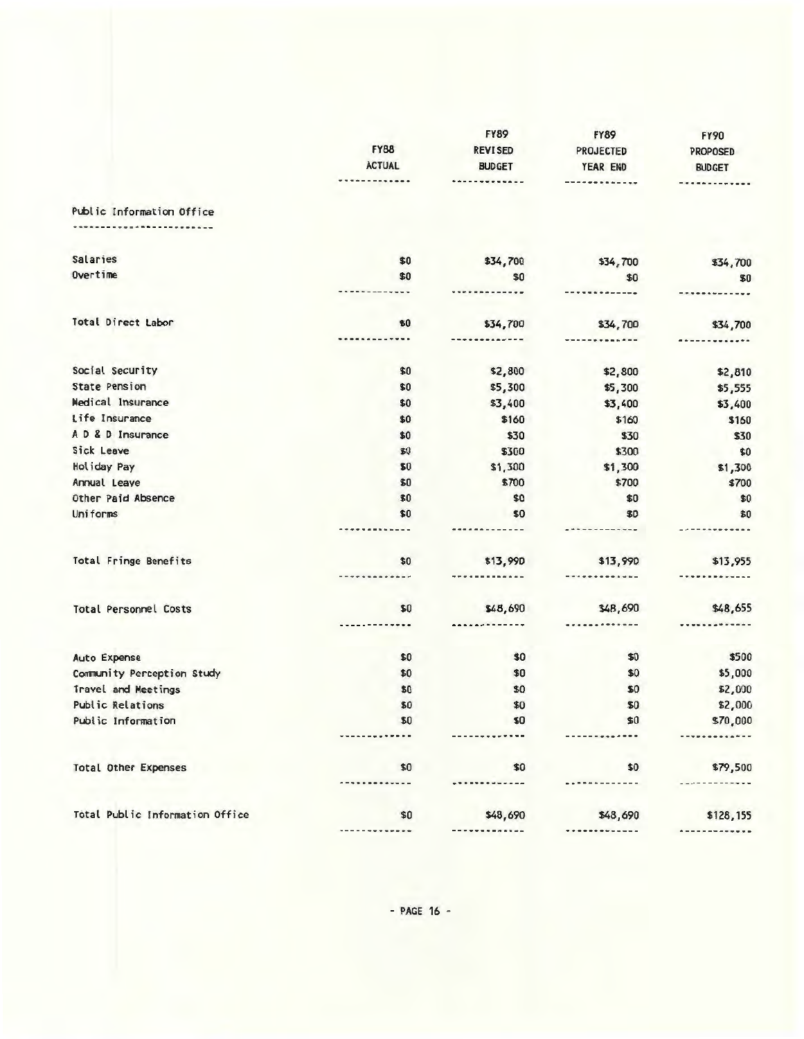| | FY88 ACTUAL | FY89 REVISED BUDGET | FY89 PROJECTED YEAR END | FY90 PROPOSED BUDGET |
|---|---|---|---|---|
| **Public Information Office** | | | | |
| Salaries | $0 | $34,700 | $34,700 | $34,700 |
| Overtime | $0 | $0 | $0 | $0 |
| Total Direct Labor | $0 | $34,700 | $34,700 | $34,700 |
| Social Security | $0 | $2,800 | $2,800 | $2,810 |
| State Pension | $0 | $5,300 | $5,300 | $5,555 |
| Medical Insurance | $0 | $3,400 | $3,400 | $3,400 |
| Life Insurance | $0 | $160 | $160 | $160 |
| A D & D Insurance | $0 | $30 | $30 | $30 |
| Sick Leave | $0 | $300 | $300 | $0 |
| Holiday Pay | $0 | $1,300 | $1,300 | $1,300 |
| Annual Leave | $0 | $700 | $700 | $700 |
| Other Paid Absence | $0 | $0 | $0 | $0 |
| Uniforms | $0 | $0 | $0 | $0 |
| Total Fringe Benefits | $0 | $13,990 | $13,990 | $13,955 |
| Total Personnel Costs | $0 | $48,690 | $48,690 | $48,655 |
| Auto Expense | $0 | $0 | $0 | $500 |
| Community Perception Study | $0 | $0 | $0 | $5,000 |
| Travel and Meetings | $0 | $0 | $0 | $2,000 |
| Public Relations | $0 | $0 | $0 | $2,000 |
| Public Information | $0 | $0 | $0 | $70,000 |
| Total Other Expenses | $0 | $0 | $0 | $79,500 |
| Total Public Information Office | $0 | $48,690 | $48,690 | $128,155 |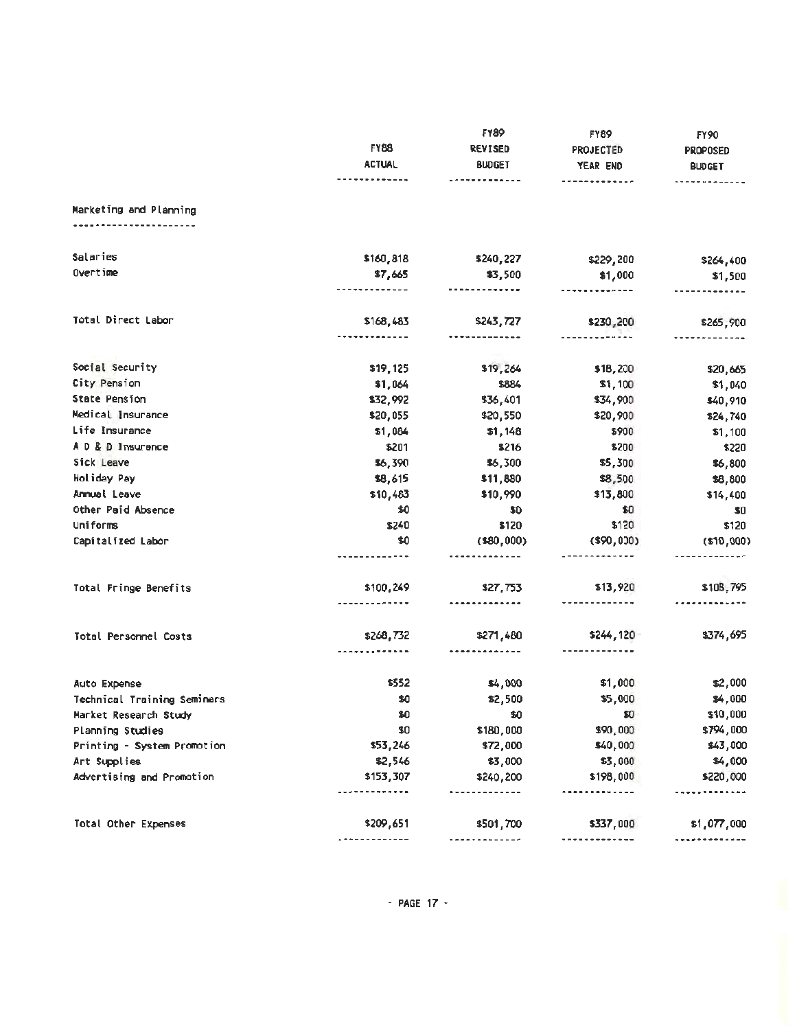| | FY88 ACTUAL | FY89 REVISED BUDGET | FY89 PROJECTED YEAR END | FY90 PROPOSED BUDGET |
|---|---|---|---|---|
| **Marketing and Planning** | | | | |
| Salaries | $160,818 | $240,227 | $229,200 | $264,400 |
| Overtime | $7,665 | $3,500 | $1,000 | $1,500 |
| Total Direct Labor | $168,483 | $243,727 | $230,200 | $265,900 |
| Social Security | $19,125 | $19,264 | $18,200 | $20,665 |
| City Pension | $1,064 | $884 | $1,100 | $1,040 |
| State Pension | $32,992 | $36,401 | $34,900 | $40,910 |
| Medical Insurance | $20,055 | $20,550 | $20,900 | $24,740 |
| Life Insurance | $1,084 | $1,148 | $900 | $1,100 |
| A D & D Insurance | $201 | $216 | $200 | $220 |
| Sick Leave | $6,390 | $6,300 | $5,300 | $6,800 |
| Holiday Pay | $8,615 | $11,880 | $8,500 | $8,800 |
| Annual Leave | $10,483 | $10,990 | $13,800 | $14,400 |
| Other Paid Absence | $0 | $0 | $0 | $0 |
| Uniforms | $240 | $120 | $120 | $120 |
| Capitalized Labor | $0 | ($80,000) | ($90,000) | ($10,000) |
| Total Fringe Benefits | $100,249 | $27,753 | $13,920 | $108,795 |
| Total Personnel Costs | $268,732 | $271,480 | $244,120 | $374,695 |
| Auto Expense | $552 | $4,000 | $1,000 | $2,000 |
| Technical Training Seminars | $0 | $2,500 | $5,000 | $4,000 |
| Market Research Study | $0 | $0 | $0 | $10,000 |
| Planning Studies | $0 | $180,000 | $90,000 | $794,000 |
| Printing - System Promotion | $53,246 | $72,000 | $40,000 | $43,000 |
| Art Supplies | $2,546 | $3,000 | $3,000 | $4,000 |
| Advertising and Promotion | $153,307 | $240,200 | $198,000 | $220,000 |
| Total Other Expenses | $209,651 | $501,700 | $337,000 | $1,077,000 |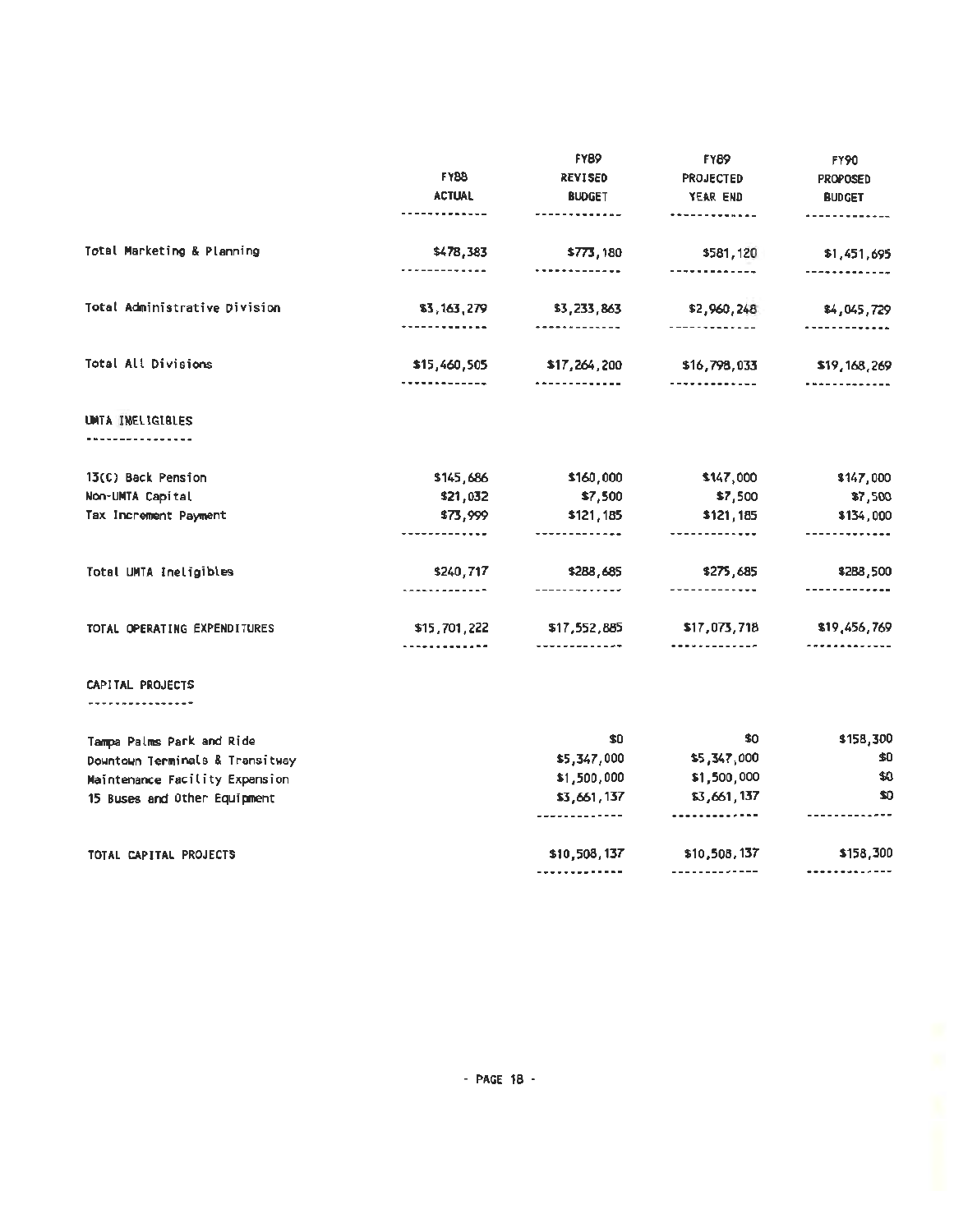| | FY88 ACTUAL | FY89 REVISED BUDGET | FY89 PROJECTED YEAR END | FY90 PROPOSED BUDGET |
|---|---|---|---|---|
| Total Marketing & Planning | $478,383 | $773,180 | $581,120 | $1,451,695 |
| Total Administrative Division | $3,163,279 | $3,233,863 | $2,960,248 | $4,045,729 |
| Total All Divisions | $15,460,505 | $17,264,200 | $16,798,033 | $19,168,269 |
| **UMTA INELIGIBLES** | | | | |
| 13(C) Back Pension | $145,686 | $160,000 | $147,000 | $147,000 |
| Non-UMTA Capital | $21,032 | $7,500 | $7,500 | $7,500 |
| Tax Increment Payment | $73,999 | $121,185 | $121,185 | $134,000 |
| Total UMTA Ineligibles | $240,717 | $288,685 | $275,685 | $288,500 |
| TOTAL OPERATING EXPENDITURES | $15,701,222 | $17,552,885 | $17,073,718 | $19,456,769 |
| **CAPITAL PROJECTS** | | | | |
| Tampa Palms Park and Ride | | $0 | $0 | $158,300 |
| Downtown Terminals & Transitway | | $5,347,000 | $5,347,000 | $0 |
| Maintenance Facility Expansion | | $1,500,000 | $1,500,000 | $0 |
| 15 Buses and Other Equipment | | $3,661,137 | $3,661,137 | $0 |
| TOTAL CAPITAL PROJECTS | | $10,508,137 | $10,508,137 | $158,300 |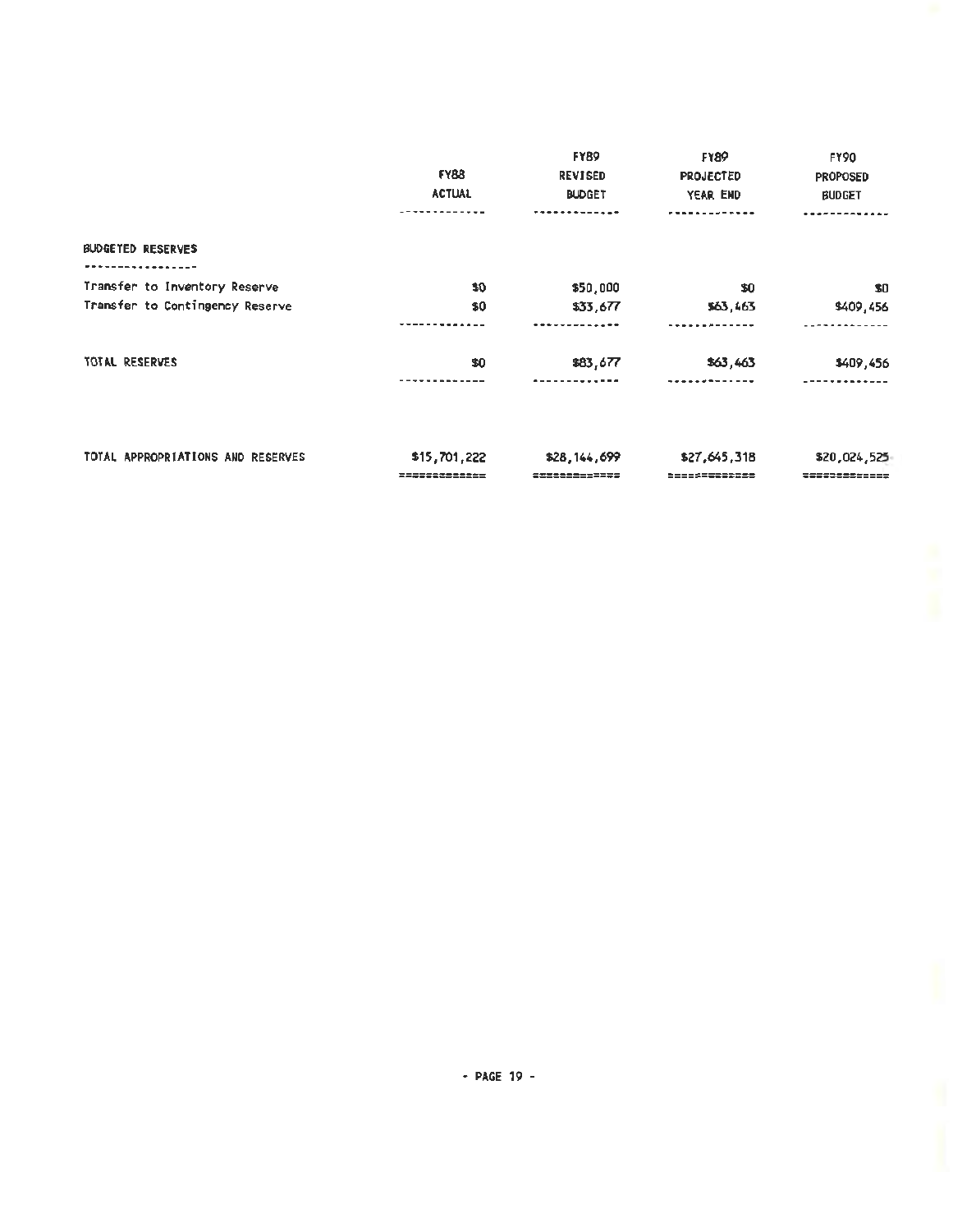| | FY88 ACTUAL | FY89 REVISED BUDGET | FY89 PROJECTED YEAR END | FY90 PROPOSED BUDGET |
|---|---|---|---|---|
| **BUDGETED RESERVES** | | | | |
| Transfer to Inventory Reserve | $0 | $50,000 | $0 | $0 |
| Transfer to Contingency Reserve | $0 | $33,677 | $63,463 | $409,456 |
| TOTAL RESERVES | $0 | $83,677 | $63,463 | $409,456 |
| TOTAL APPROPRIATIONS AND RESERVES | $15,701,222 | $28,144,699 | $27,645,318 | $20,024,525 |